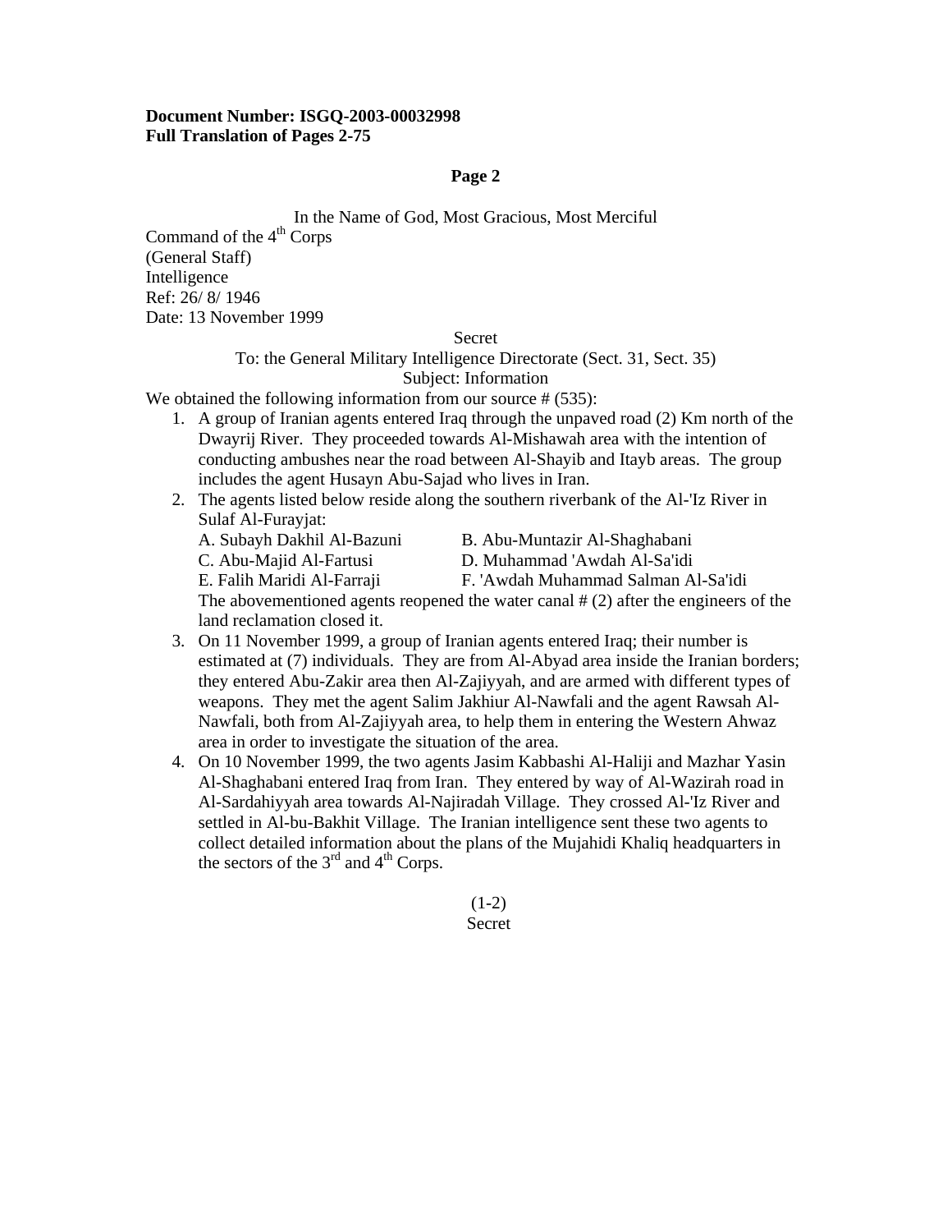**Document Number: ISGQ-2003-00032998**
**Full Translation of Pages 2-75**

**Page 2**

In the Name of God, Most Gracious, Most Merciful

Command of the 4th Corps
(General Staff)
Intelligence
Ref: 26/ 8/ 1946
Date: 13 November 1999

Secret

To: the General Military Intelligence Directorate (Sect. 31, Sect. 35)

Subject: Information

We obtained the following information from our source # (535):

1. A group of Iranian agents entered Iraq through the unpaved road (2) Km north of the Dwayrij River. They proceeded towards Al-Mishawah area with the intention of conducting ambushes near the road between Al-Shayib and Itayb areas. The group includes the agent Husayn Abu-Sajad who lives in Iran.
2. The agents listed below reside along the southern riverbank of the Al-'Iz River in Sulaf Al-Furayjat:
   A. Subayh Dakhil Al-Bazuni
   B. Abu-Muntazir Al-Shaghabani
   C. Abu-Majid Al-Fartusi
   D. Muhammad 'Awdah Al-Sa'idi
   E. Falih Maridi Al-Farraji
   F. 'Awdah Muhammad Salman Al-Sa'idi

   The abovementioned agents reopened the water canal # (2) after the engineers of the land reclamation closed it.
3. On 11 November 1999, a group of Iranian agents entered Iraq; their number is estimated at (7) individuals. They are from Al-Abyad area inside the Iranian borders; they entered Abu-Zakir area then Al-Zajiyyah, and are armed with different types of weapons. They met the agent Salim Jakhiur Al-Nawfali and the agent Rawsah Al-Nawfali, both from Al-Zajiyyah area, to help them in entering the Western Ahwaz area in order to investigate the situation of the area.
4. On 10 November 1999, the two agents Jasim Kabbashi Al-Haliji and Mazhar Yasin Al-Shaghabani entered Iraq from Iran. They entered by way of Al-Wazirah road in Al-Sardahiyyah area towards Al-Najiradah Village. They crossed Al-'Iz River and settled in Al-bu-Bakhit Village. The Iranian intelligence sent these two agents to collect detailed information about the plans of the Mujahidi Khaliq headquarters in the sectors of the 3rd and 4th Corps.

(1-2)

Secret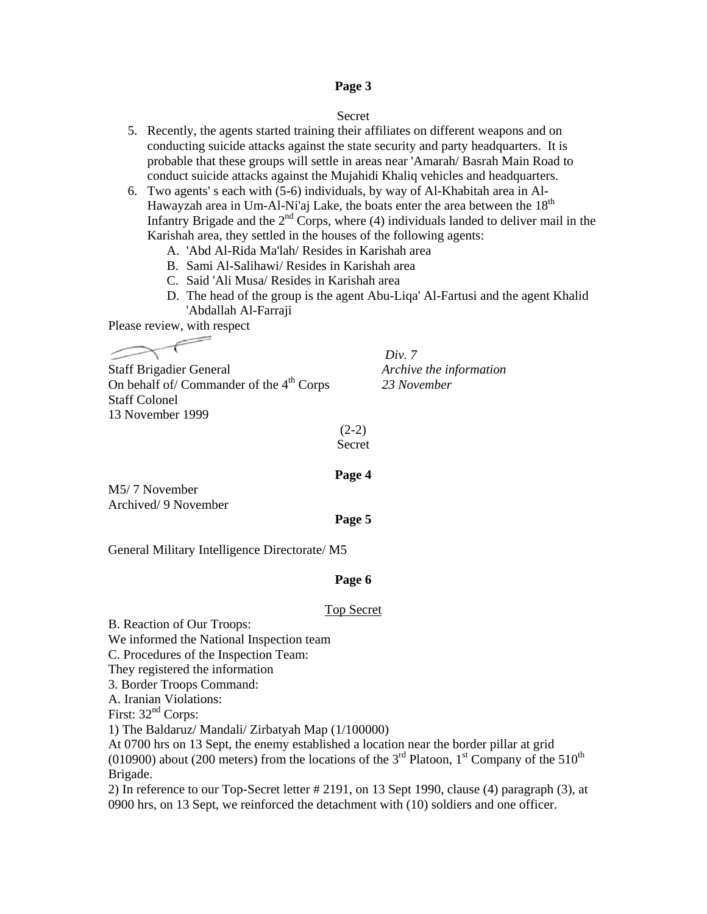**Page 3**

Secret

5. Recently, the agents started training their affiliates on different weapons and on conducting suicide attacks against the state security and party headquarters. It is probable that these groups will settle in areas near 'Amarah/ Basrah Main Road to conduct suicide attacks against the Mujahidi Khaliq vehicles and headquarters.
6. Two agents' s each with (5-6) individuals, by way of Al-Khabitah area in Al-Hawayzah area in Um-Al-Ni'aj Lake, the boats enter the area between the 18th Infantry Brigade and the 2nd Corps, where (4) individuals landed to deliver mail in the Karishah area, they settled in the houses of the following agents:
   A. 'Abd Al-Rida Ma'lah/ Resides in Karishah area
   B. Sami Al-Salihawi/ Resides in Karishah area
   C. Said 'Ali Musa/ Resides in Karishah area
   D. The head of the group is the agent Abu-Liqa' Al-Fartusi and the agent Khalid 'Abdallah Al-Farraji

Please review, with respect

Staff Brigadier General
On behalf of/ Commander of the 4th Corps
Staff Colonel
13 November 1999

*Div. 7*
*Archive the information*
*23 November*

(2-2)
Secret

**Page 4**

M5/ 7 November
Archived/ 9 November

**Page 5**

General Military Intelligence Directorate/ M5

**Page 6**

Top Secret

B. Reaction of Our Troops:
We informed the National Inspection team
C. Procedures of the Inspection Team:
They registered the information
3. Border Troops Command:
A. Iranian Violations:
First: 32nd Corps:
1) The Baldaruz/ Mandali/ Zirbatyah Map (1/100000)
At 0700 hrs on 13 Sept, the enemy established a location near the border pillar at grid (010900) about (200 meters) from the locations of the 3rd Platoon, 1st Company of the 510th Brigade.
2) In reference to our Top-Secret letter # 2191, on 13 Sept 1990, clause (4) paragraph (3), at 0900 hrs, on 13 Sept, we reinforced the detachment with (10) soldiers and one officer.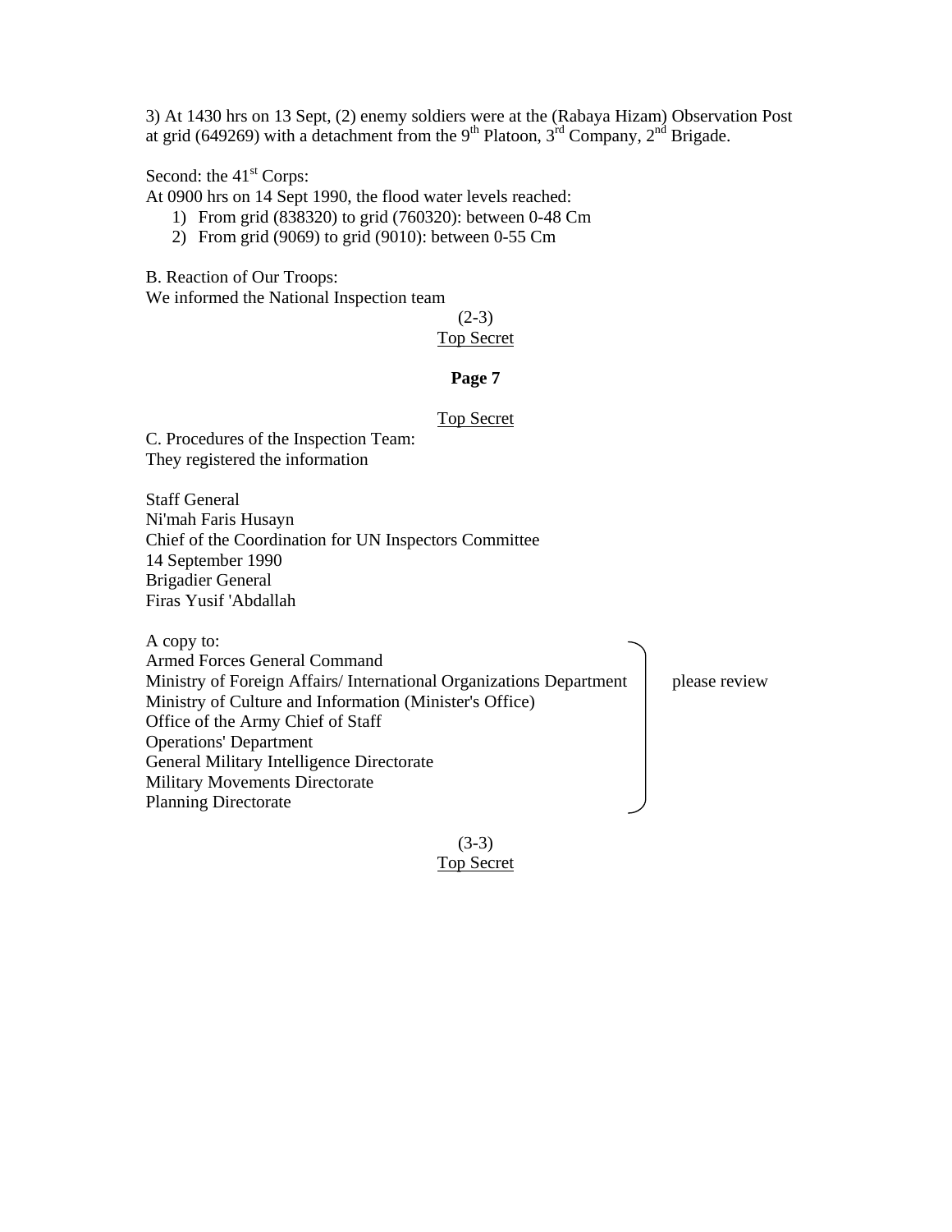3) At 1430 hrs on 13 Sept, (2) enemy soldiers were at the (Rabaya Hizam) Observation Post at grid (649269) with a detachment from the 9th Platoon, 3rd Company, 2nd Brigade.

Second: the 41st Corps:

At 0900 hrs on 14 Sept 1990, the flood water levels reached:

1) From grid (838320) to grid (760320): between 0-48 Cm
2) From grid (9069) to grid (9010): between 0-55 Cm

B. Reaction of Our Troops:

We informed the National Inspection team

(2-3)

Top Secret

**Page 7**

Top Secret

C. Procedures of the Inspection Team:

They registered the information

Staff General
Ni'mah Faris Husayn
Chief of the Coordination for UN Inspectors Committee
14 September 1990
Brigadier General
Firas Yusif 'Abdallah

A copy to:

Armed Forces General Command
Ministry of Foreign Affairs/ International Organizations Department
Ministry of Culture and Information (Minister's Office)
Office of the Army Chief of Staff
Operations' Department
General Military Intelligence Directorate
Military Movements Directorate
Planning Directorate

please review

(3-3)

Top Secret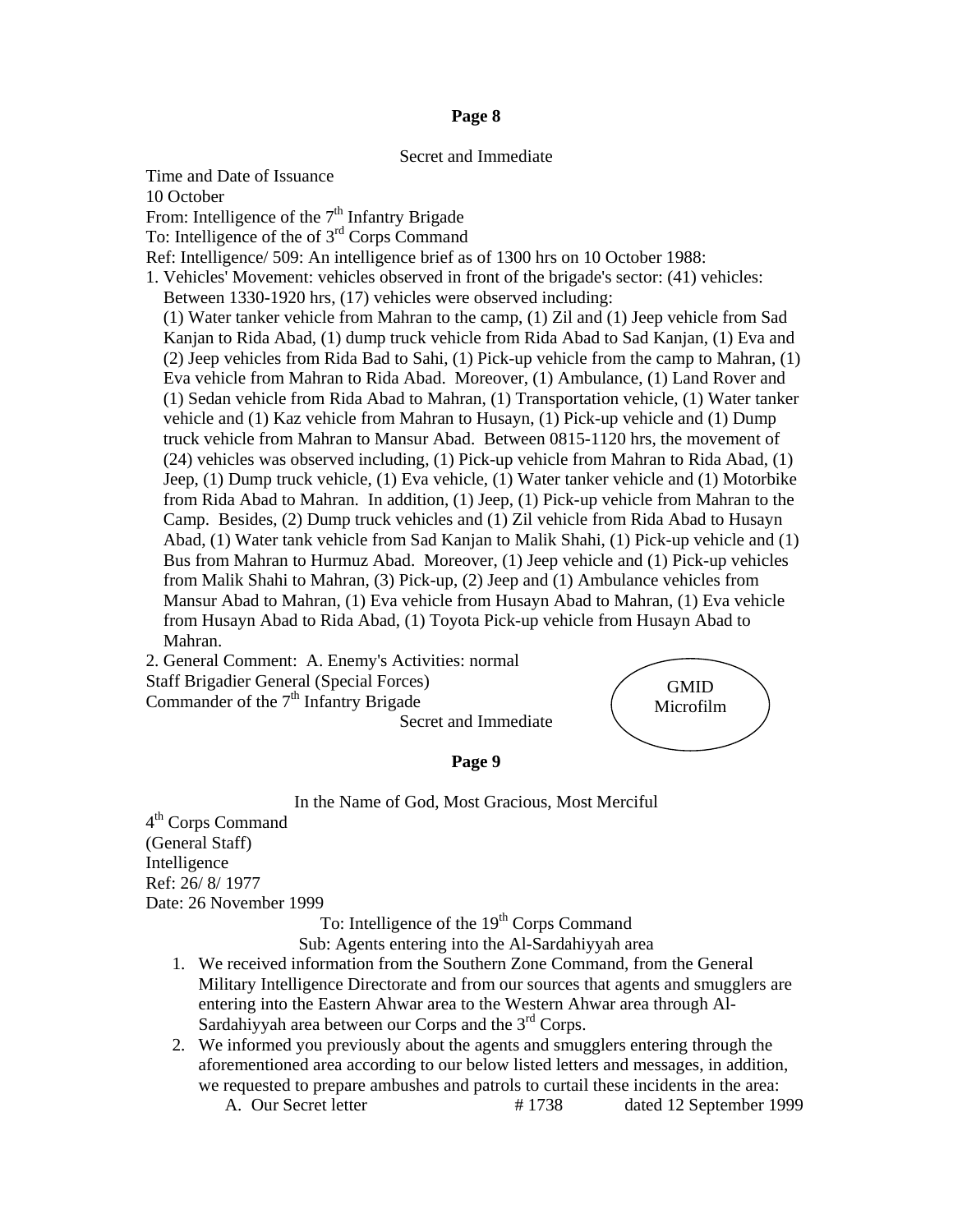**Page 8**

Secret and Immediate

Time and Date of Issuance
10 October
From: Intelligence of the 7th Infantry Brigade
To: Intelligence of the of 3rd Corps Command
Ref: Intelligence/ 509: An intelligence brief as of 1300 hrs on 10 October 1988:

1. Vehicles' Movement: vehicles observed in front of the brigade's sector: (41) vehicles: Between 1330-1920 hrs, (17) vehicles were observed including:
   (1) Water tanker vehicle from Mahran to the camp, (1) Zil and (1) Jeep vehicle from Sad Kanjan to Rida Abad, (1) dump truck vehicle from Rida Abad to Sad Kanjan, (1) Eva and (2) Jeep vehicles from Rida Bad to Sahi, (1) Pick-up vehicle from the camp to Mahran, (1) Eva vehicle from Mahran to Rida Abad. Moreover, (1) Ambulance, (1) Land Rover and (1) Sedan vehicle from Rida Abad to Mahran, (1) Transportation vehicle, (1) Water tanker vehicle and (1) Kaz vehicle from Mahran to Husayn, (1) Pick-up vehicle and (1) Dump truck vehicle from Mahran to Mansur Abad. Between 0815-1120 hrs, the movement of (24) vehicles was observed including, (1) Pick-up vehicle from Mahran to Rida Abad, (1) Jeep, (1) Dump truck vehicle, (1) Eva vehicle, (1) Water tanker vehicle and (1) Motorbike from Rida Abad to Mahran. In addition, (1) Jeep, (1) Pick-up vehicle from Mahran to the Camp. Besides, (2) Dump truck vehicles and (1) Zil vehicle from Rida Abad to Husayn Abad, (1) Water tank vehicle from Sad Kanjan to Malik Shahi, (1) Pick-up vehicle and (1) Bus from Mahran to Hurmuz Abad. Moreover, (1) Jeep vehicle and (1) Pick-up vehicles from Malik Shahi to Mahran, (3) Pick-up, (2) Jeep and (1) Ambulance vehicles from Mansur Abad to Mahran, (1) Eva vehicle from Husayn Abad to Mahran, (1) Eva vehicle from Husayn Abad to Rida Abad, (1) Toyota Pick-up vehicle from Husayn Abad to Mahran.
2. General Comment: A. Enemy's Activities: normal

Staff Brigadier General (Special Forces)
Commander of the 7th Infantry Brigade

Secret and Immediate

GMID Microfilm

**Page 9**

In the Name of God, Most Gracious, Most Merciful

4th Corps Command
(General Staff)
Intelligence
Ref: 26/ 8/ 1977
Date: 26 November 1999

To: Intelligence of the 19th Corps Command
Sub: Agents entering into the Al-Sardahiyyah area

1. We received information from the Southern Zone Command, from the General Military Intelligence Directorate and from our sources that agents and smugglers are entering into the Eastern Ahwar area to the Western Ahwar area through Al-Sardahiyyah area between our Corps and the 3rd Corps.
2. We informed you previously about the agents and smugglers entering through the aforementioned area according to our below listed letters and messages, in addition, we requested to prepare ambushes and patrols to curtail these incidents in the area:
   A. Our Secret letter # 1738 dated 12 September 1999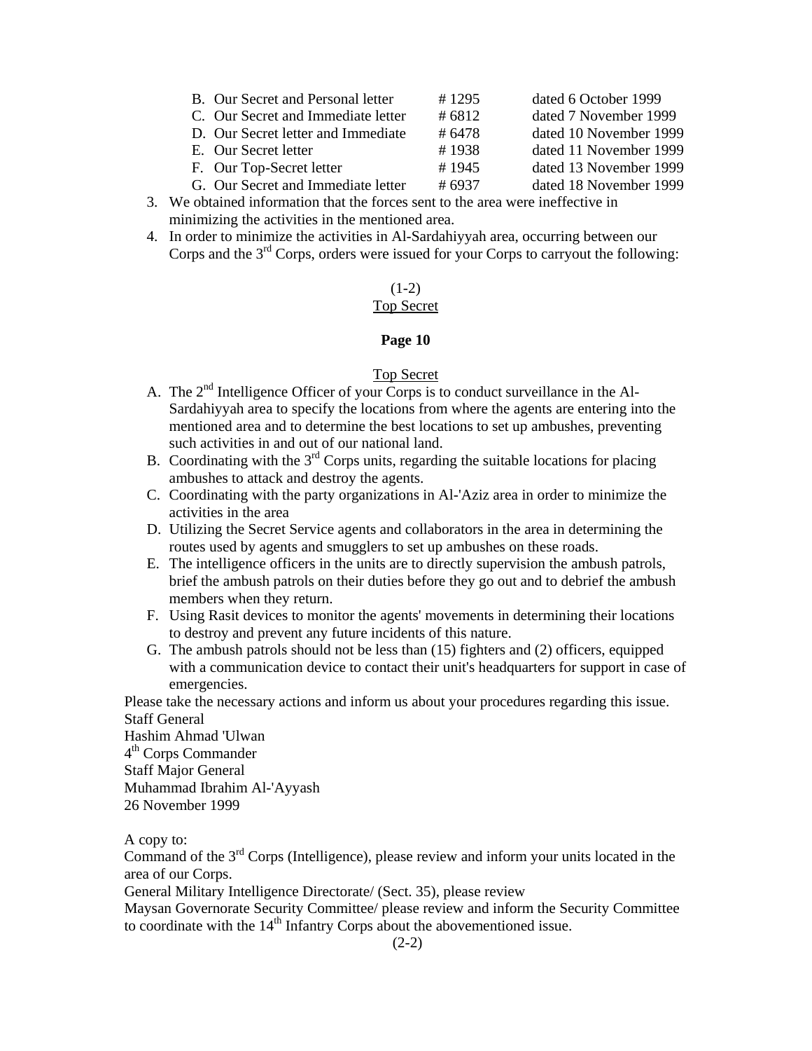B. Our Secret and Personal letter # 1295 dated 6 October 1999
C. Our Secret and Immediate letter # 6812 dated 7 November 1999
D. Our Secret letter and Immediate # 6478 dated 10 November 1999
E. Our Secret letter # 1938 dated 11 November 1999
F. Our Top-Secret letter # 1945 dated 13 November 1999
G. Our Secret and Immediate letter # 6937 dated 18 November 1999

3. We obtained information that the forces sent to the area were ineffective in minimizing the activities in the mentioned area.
4. In order to minimize the activities in Al-Sardahiyyah area, occurring between our Corps and the 3rd Corps, orders were issued for your Corps to carryout the following:

(1-2)
Top Secret

**Page 10**

Top Secret

A. The 2nd Intelligence Officer of your Corps is to conduct surveillance in the Al-Sardahiyyah area to specify the locations from where the agents are entering into the mentioned area and to determine the best locations to set up ambushes, preventing such activities in and out of our national land.
B. Coordinating with the 3rd Corps units, regarding the suitable locations for placing ambushes to attack and destroy the agents.
C. Coordinating with the party organizations in Al-'Aziz area in order to minimize the activities in the area
D. Utilizing the Secret Service agents and collaborators in the area in determining the routes used by agents and smugglers to set up ambushes on these roads.
E. The intelligence officers in the units are to directly supervision the ambush patrols, brief the ambush patrols on their duties before they go out and to debrief the ambush members when they return.
F. Using Rasit devices to monitor the agents' movements in determining their locations to destroy and prevent any future incidents of this nature.
G. The ambush patrols should not be less than (15) fighters and (2) officers, equipped with a communication device to contact their unit's headquarters for support in case of emergencies.

Please take the necessary actions and inform us about your procedures regarding this issue.
Staff General
Hashim Ahmad 'Ulwan
4th Corps Commander
Staff Major General
Muhammad Ibrahim Al-'Ayyash
26 November 1999

A copy to:
Command of the 3rd Corps (Intelligence), please review and inform your units located in the area of our Corps.
General Military Intelligence Directorate/ (Sect. 35), please review
Maysan Governorate Security Committee/ please review and inform the Security Committee to coordinate with the 14th Infantry Corps about the abovementioned issue.

(2-2)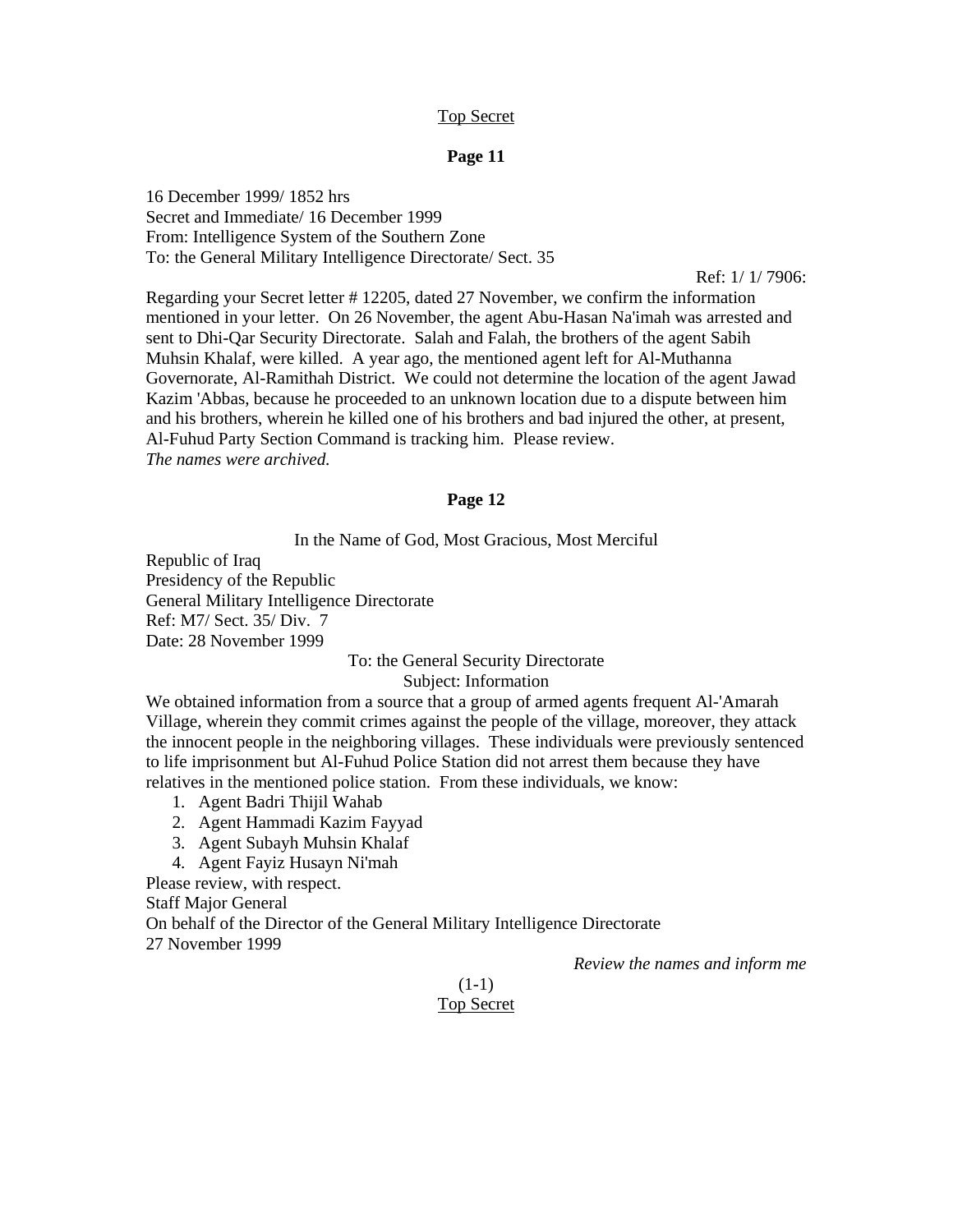Top Secret

**Page 11**

16 December 1999/ 1852 hrs
Secret and Immediate/ 16 December 1999
From: Intelligence System of the Southern Zone
To: the General Military Intelligence Directorate/ Sect. 35

Ref: 1/ 1/ 7906:

Regarding your Secret letter # 12205, dated 27 November, we confirm the information mentioned in your letter. On 26 November, the agent Abu-Hasan Na'imah was arrested and sent to Dhi-Qar Security Directorate. Salah and Falah, the brothers of the agent Sabih Muhsin Khalaf, were killed. A year ago, the mentioned agent left for Al-Muthanna Governorate, Al-Ramithah District. We could not determine the location of the agent Jawad Kazim 'Abbas, because he proceeded to an unknown location due to a dispute between him and his brothers, wherein he killed one of his brothers and bad injured the other, at present, Al-Fuhud Party Section Command is tracking him. Please review.
*The names were archived.*

**Page 12**

In the Name of God, Most Gracious, Most Merciful

Republic of Iraq
Presidency of the Republic
General Military Intelligence Directorate
Ref: M7/ Sect. 35/ Div. 7
Date: 28 November 1999

To: the General Security Directorate
Subject: Information

We obtained information from a source that a group of armed agents frequent Al-'Amarah Village, wherein they commit crimes against the people of the village, moreover, they attack the innocent people in the neighboring villages. These individuals were previously sentenced to life imprisonment but Al-Fuhud Police Station did not arrest them because they have relatives in the mentioned police station. From these individuals, we know:

1. Agent Badri Thijil Wahab
2. Agent Hammadi Kazim Fayyad
3. Agent Subayh Muhsin Khalaf
4. Agent Fayiz Husayn Ni'mah

Please review, with respect.
Staff Major General
On behalf of the Director of the General Military Intelligence Directorate
27 November 1999

*Review the names and inform me*

(1-1)
Top Secret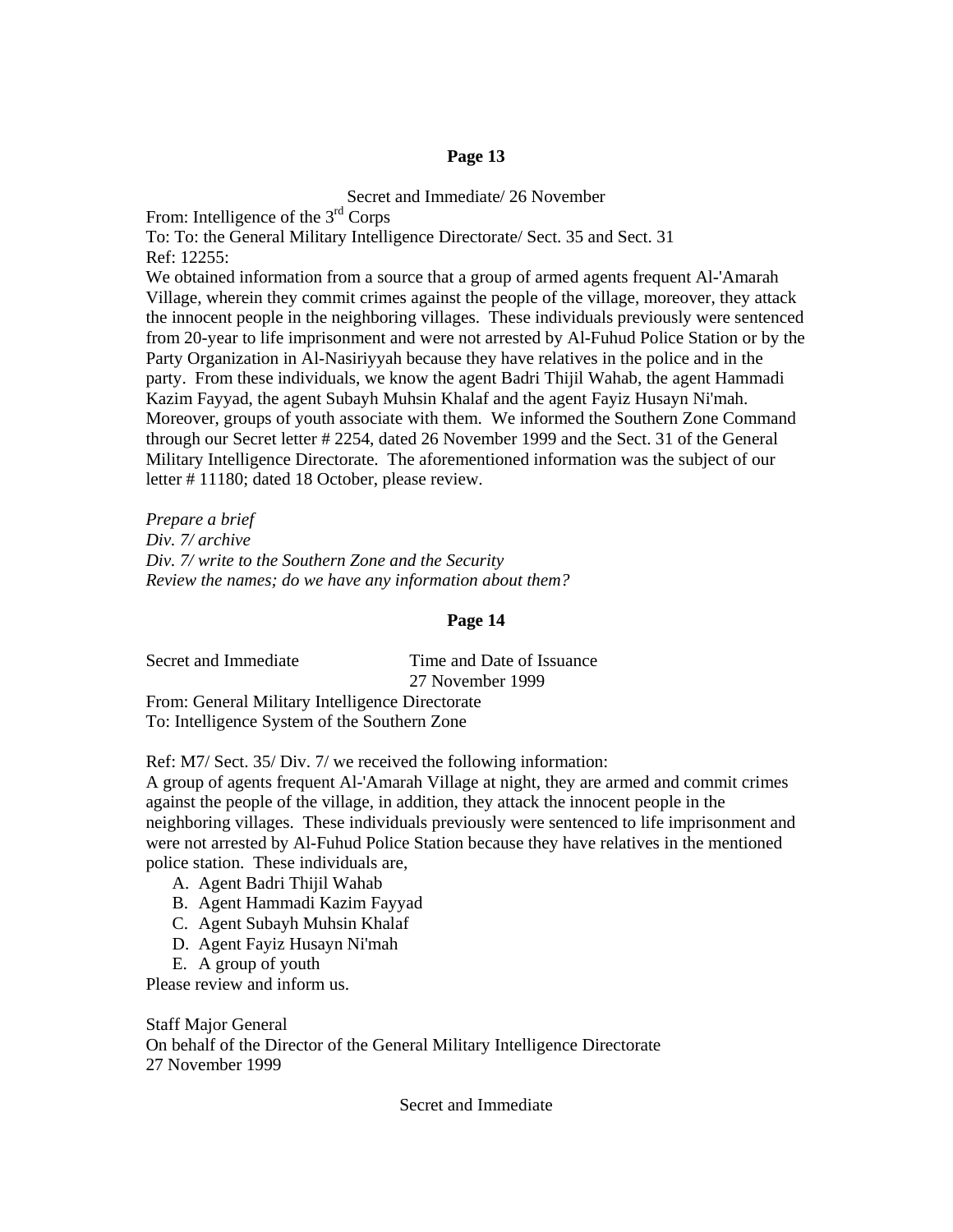**Page 13**

Secret and Immediate/ 26 November

From: Intelligence of the 3rd Corps

To: To: the General Military Intelligence Directorate/ Sect. 35 and Sect. 31

Ref: 12255:

We obtained information from a source that a group of armed agents frequent Al-'Amarah Village, wherein they commit crimes against the people of the village, moreover, they attack the innocent people in the neighboring villages. These individuals previously were sentenced from 20-year to life imprisonment and were not arrested by Al-Fuhud Police Station or by the Party Organization in Al-Nasiriyyah because they have relatives in the police and in the party. From these individuals, we know the agent Badri Thijil Wahab, the agent Hammadi Kazim Fayyad, the agent Subayh Muhsin Khalaf and the agent Fayiz Husayn Ni'mah. Moreover, groups of youth associate with them. We informed the Southern Zone Command through our Secret letter # 2254, dated 26 November 1999 and the Sect. 31 of the General Military Intelligence Directorate. The aforementioned information was the subject of our letter # 11180; dated 18 October, please review.

*Prepare a brief*
*Div. 7/ archive*
*Div. 7/ write to the Southern Zone and the Security*
*Review the names; do we have any information about them?*

**Page 14**

Secret and Immediate — Time and Date of Issuance 27 November 1999

From: General Military Intelligence Directorate

To: Intelligence System of the Southern Zone

Ref: M7/ Sect. 35/ Div. 7/ we received the following information:

A group of agents frequent Al-'Amarah Village at night, they are armed and commit crimes against the people of the village, in addition, they attack the innocent people in the neighboring villages. These individuals previously were sentenced to life imprisonment and were not arrested by Al-Fuhud Police Station because they have relatives in the mentioned police station. These individuals are,

A. Agent Badri Thijil Wahab
B. Agent Hammadi Kazim Fayyad
C. Agent Subayh Muhsin Khalaf
D. Agent Fayiz Husayn Ni'mah
E. A group of youth

Please review and inform us.

Staff Major General
On behalf of the Director of the General Military Intelligence Directorate
27 November 1999

Secret and Immediate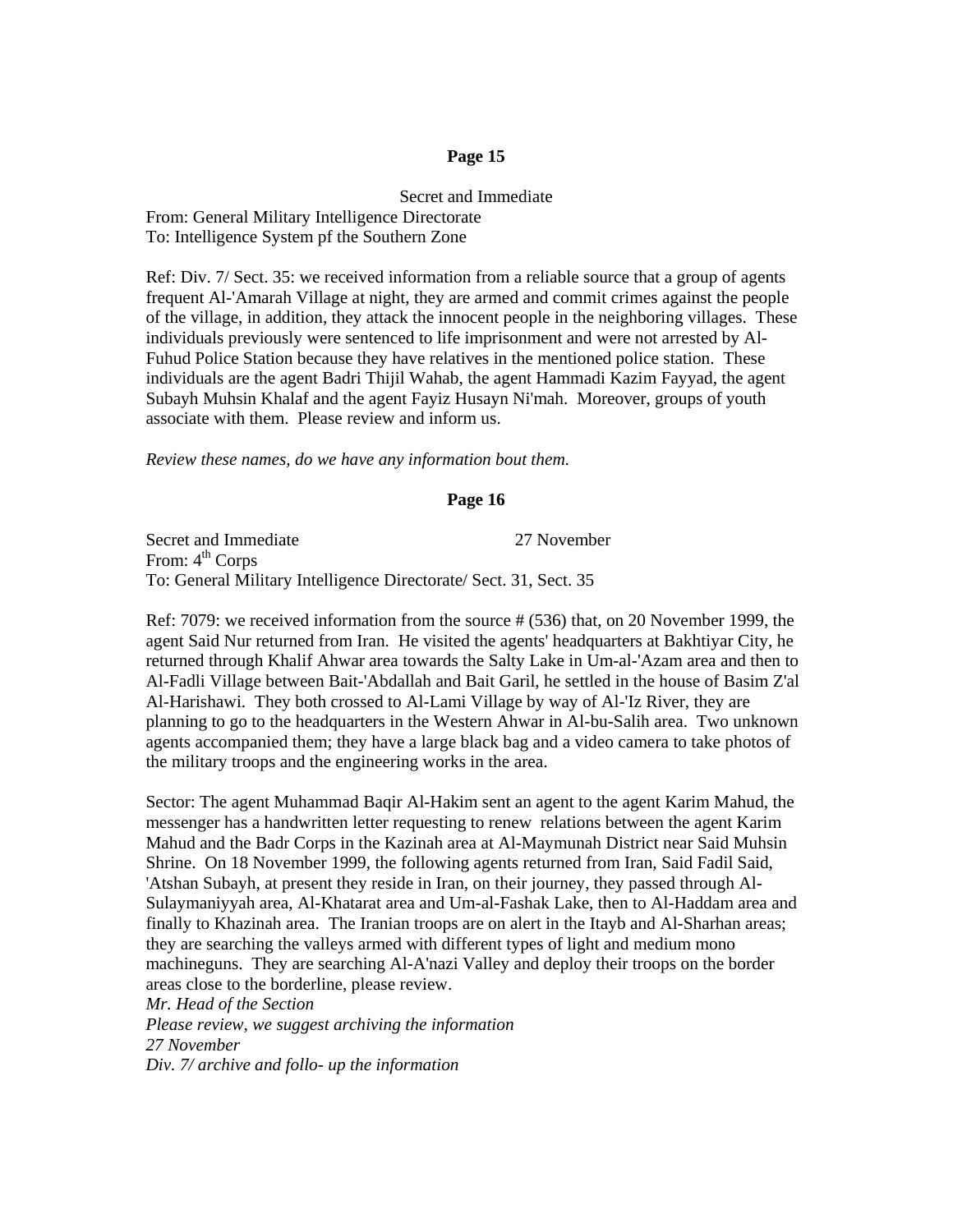**Page 15**

Secret and Immediate

From: General Military Intelligence Directorate
To: Intelligence System pf the Southern Zone

Ref: Div. 7/ Sect. 35: we received information from a reliable source that a group of agents frequent Al-'Amarah Village at night, they are armed and commit crimes against the people of the village, in addition, they attack the innocent people in the neighboring villages. These individuals previously were sentenced to life imprisonment and were not arrested by Al-Fuhud Police Station because they have relatives in the mentioned police station. These individuals are the agent Badri Thijil Wahab, the agent Hammadi Kazim Fayyad, the agent Subayh Muhsin Khalaf and the agent Fayiz Husayn Ni'mah. Moreover, groups of youth associate with them. Please review and inform us.

*Review these names, do we have any information bout them.*

**Page 16**

Secret and Immediate 27 November
From: 4th Corps
To: General Military Intelligence Directorate/ Sect. 31, Sect. 35

Ref: 7079: we received information from the source # (536) that, on 20 November 1999, the agent Said Nur returned from Iran. He visited the agents' headquarters at Bakhtiyar City, he returned through Khalif Ahwar area towards the Salty Lake in Um-al-'Azam area and then to Al-Fadli Village between Bait-'Abdallah and Bait Garil, he settled in the house of Basim Z'al Al-Harishawi. They both crossed to Al-Lami Village by way of Al-'Iz River, they are planning to go to the headquarters in the Western Ahwar in Al-bu-Salih area. Two unknown agents accompanied them; they have a large black bag and a video camera to take photos of the military troops and the engineering works in the area.

Sector: The agent Muhammad Baqir Al-Hakim sent an agent to the agent Karim Mahud, the messenger has a handwritten letter requesting to renew relations between the agent Karim Mahud and the Badr Corps in the Kazinah area at Al-Maymunah District near Said Muhsin Shrine. On 18 November 1999, the following agents returned from Iran, Said Fadil Said, 'Atshan Subayh, at present they reside in Iran, on their journey, they passed through Al-Sulaymaniyyah area, Al-Khatarat area and Um-al-Fashak Lake, then to Al-Haddam area and finally to Khazinah area. The Iranian troops are on alert in the Itayb and Al-Sharhan areas; they are searching the valleys armed with different types of light and medium mono machineguns. They are searching Al-A'nazi Valley and deploy their troops on the border areas close to the borderline, please review.

*Mr. Head of the Section*
*Please review, we suggest archiving the information*
*27 November*
*Div. 7/ archive and follo- up the information*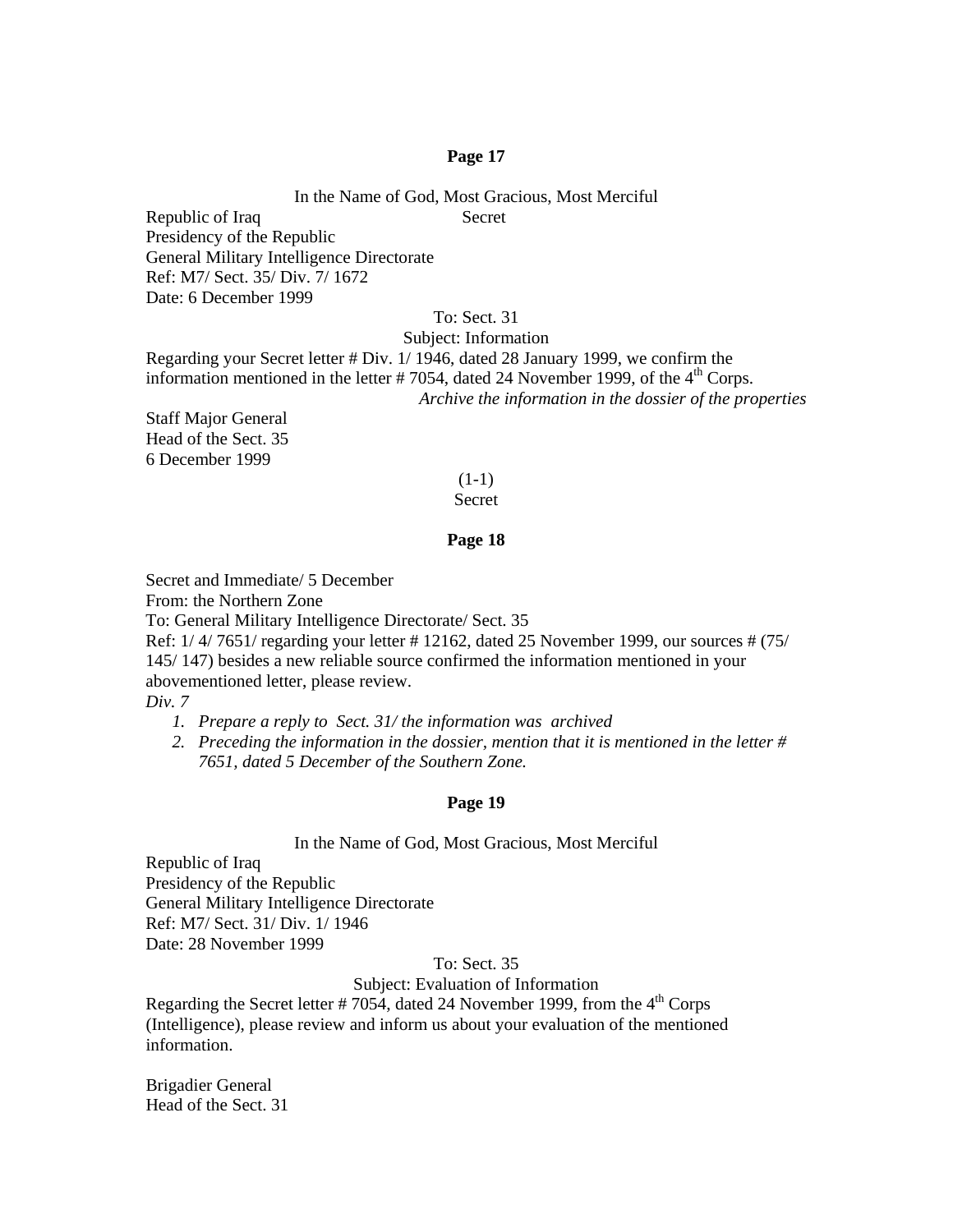**Page 17**

In the Name of God, Most Gracious, Most Merciful

Republic of Iraq Secret
Presidency of the Republic
General Military Intelligence Directorate
Ref: M7/ Sect. 35/ Div. 7/ 1672
Date: 6 December 1999

To: Sect. 31
Subject: Information

Regarding your Secret letter # Div. 1/ 1946, dated 28 January 1999, we confirm the information mentioned in the letter # 7054, dated 24 November 1999, of the 4th Corps.

*Archive the information in the dossier of the properties*

Staff Major General
Head of the Sect. 35
6 December 1999

(1-1)
Secret

**Page 18**

Secret and Immediate/ 5 December
From: the Northern Zone
To: General Military Intelligence Directorate/ Sect. 35
Ref: 1/ 4/ 7651/ regarding your letter # 12162, dated 25 November 1999, our sources # (75/ 145/ 147) besides a new reliable source confirmed the information mentioned in your abovementioned letter, please review.

*Div. 7*

1. *Prepare a reply to Sect. 31/ the information was archived*
2. *Preceding the information in the dossier, mention that it is mentioned in the letter # 7651, dated 5 December of the Southern Zone.*

**Page 19**

In the Name of God, Most Gracious, Most Merciful

Republic of Iraq
Presidency of the Republic
General Military Intelligence Directorate
Ref: M7/ Sect. 31/ Div. 1/ 1946
Date: 28 November 1999

To: Sect. 35
Subject: Evaluation of Information

Regarding the Secret letter # 7054, dated 24 November 1999, from the 4th Corps (Intelligence), please review and inform us about your evaluation of the mentioned information.

Brigadier General
Head of the Sect. 31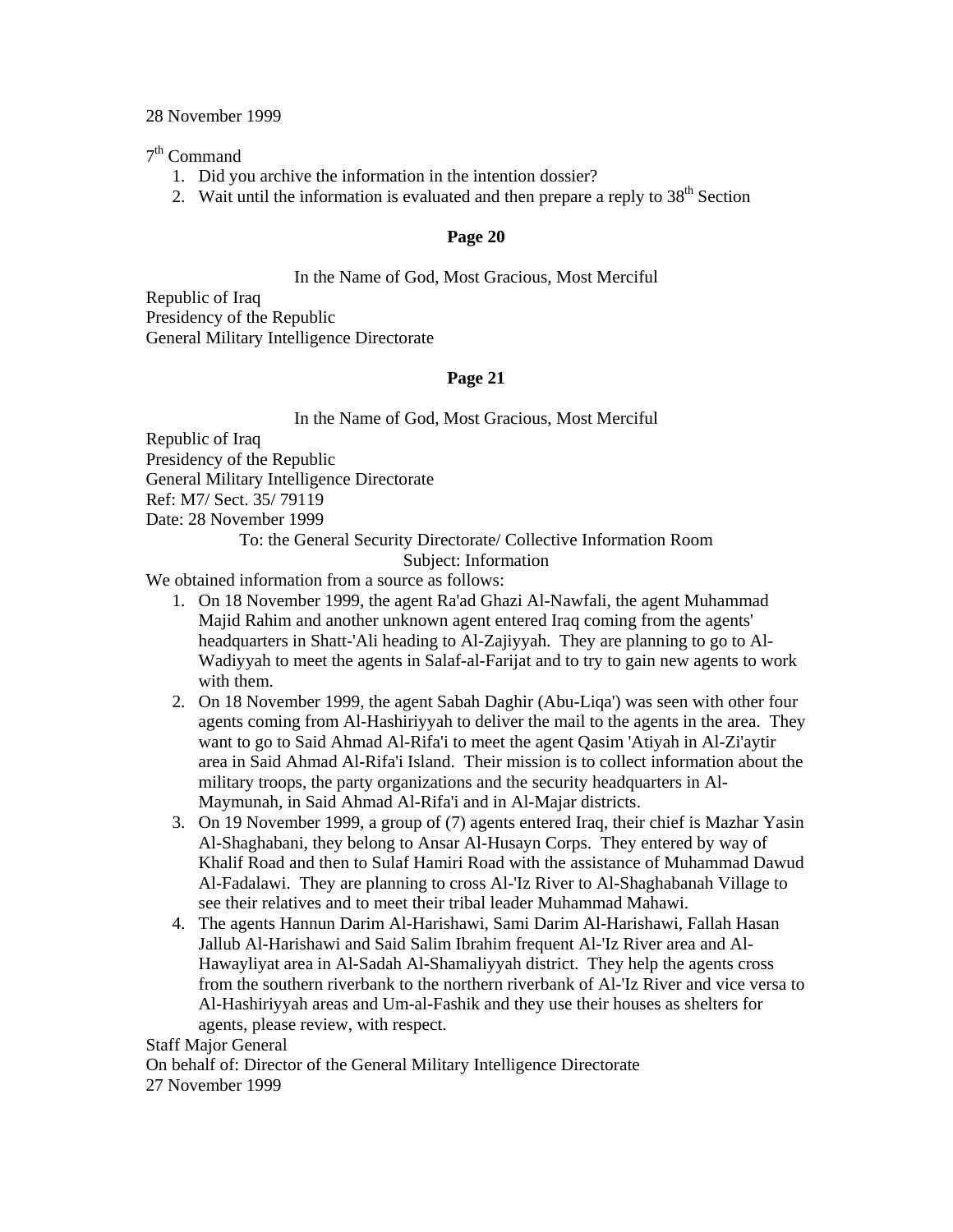28 November 1999

7th Command

1. Did you archive the information in the intention dossier?
2. Wait until the information is evaluated and then prepare a reply to 38th Section

**Page 20**

In the Name of God, Most Gracious, Most Merciful

Republic of Iraq
Presidency of the Republic
General Military Intelligence Directorate

**Page 21**

In the Name of God, Most Gracious, Most Merciful

Republic of Iraq
Presidency of the Republic
General Military Intelligence Directorate
Ref: M7/ Sect. 35/ 79119
Date: 28 November 1999

To: the General Security Directorate/ Collective Information Room

Subject: Information

We obtained information from a source as follows:

1. On 18 November 1999, the agent Ra'ad Ghazi Al-Nawfali, the agent Muhammad Majid Rahim and another unknown agent entered Iraq coming from the agents' headquarters in Shatt-'Ali heading to Al-Zajiyyah. They are planning to go to Al-Wadiyyah to meet the agents in Salaf-al-Farijat and to try to gain new agents to work with them.
2. On 18 November 1999, the agent Sabah Daghir (Abu-Liqa') was seen with other four agents coming from Al-Hashiriyyah to deliver the mail to the agents in the area. They want to go to Said Ahmad Al-Rifa'i to meet the agent Qasim 'Atiyah in Al-Zi'aytir area in Said Ahmad Al-Rifa'i Island. Their mission is to collect information about the military troops, the party organizations and the security headquarters in Al-Maymunah, in Said Ahmad Al-Rifa'i and in Al-Majar districts.
3. On 19 November 1999, a group of (7) agents entered Iraq, their chief is Mazhar Yasin Al-Shaghabani, they belong to Ansar Al-Husayn Corps. They entered by way of Khalif Road and then to Sulaf Hamiri Road with the assistance of Muhammad Dawud Al-Fadalawi. They are planning to cross Al-'Iz River to Al-Shaghabanah Village to see their relatives and to meet their tribal leader Muhammad Mahawi.
4. The agents Hannun Darim Al-Harishawi, Sami Darim Al-Harishawi, Fallah Hasan Jallub Al-Harishawi and Said Salim Ibrahim frequent Al-'Iz River area and Al-Hawayliyat area in Al-Sadah Al-Shamaliyyah district. They help the agents cross from the southern riverbank to the northern riverbank of Al-'Iz River and vice versa to Al-Hashiriyyah areas and Um-al-Fashik and they use their houses as shelters for agents, please review, with respect.

Staff Major General
On behalf of: Director of the General Military Intelligence Directorate
27 November 1999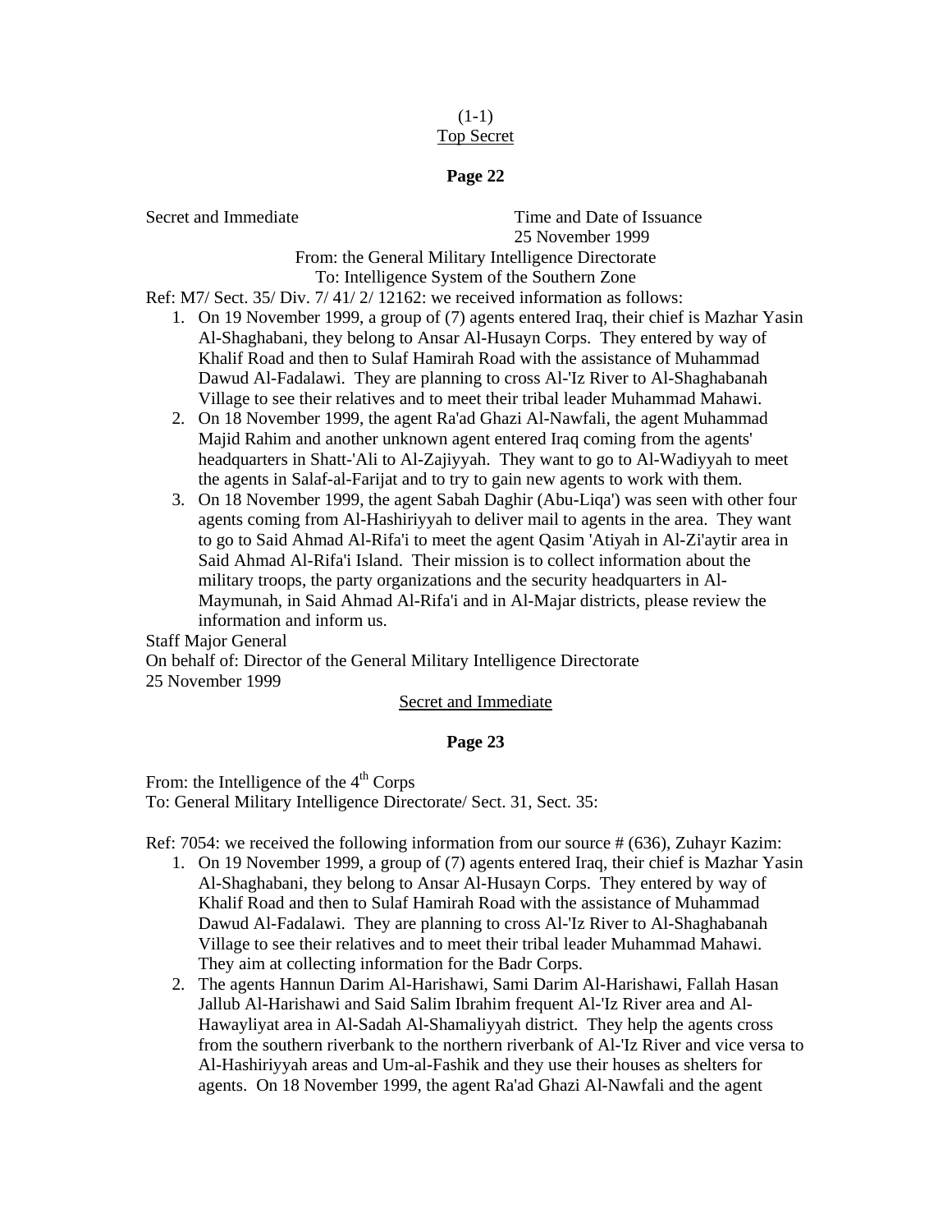(1-1)
Top Secret

**Page 22**

Secret and Immediate

Time and Date of Issuance
25 November 1999

From: the General Military Intelligence Directorate
To: Intelligence System of the Southern Zone

Ref: M7/ Sect. 35/ Div. 7/ 41/ 2/ 12162: we received information as follows:

1. On 19 November 1999, a group of (7) agents entered Iraq, their chief is Mazhar Yasin Al-Shaghabani, they belong to Ansar Al-Husayn Corps. They entered by way of Khalif Road and then to Sulaf Hamirah Road with the assistance of Muhammad Dawud Al-Fadalawi. They are planning to cross Al-'Iz River to Al-Shaghabanah Village to see their relatives and to meet their tribal leader Muhammad Mahawi.
2. On 18 November 1999, the agent Ra'ad Ghazi Al-Nawfali, the agent Muhammad Majid Rahim and another unknown agent entered Iraq coming from the agents' headquarters in Shatt-'Ali to Al-Zajiyyah. They want to go to Al-Wadiyyah to meet the agents in Salaf-al-Farijat and to try to gain new agents to work with them.
3. On 18 November 1999, the agent Sabah Daghir (Abu-Liqa') was seen with other four agents coming from Al-Hashiriyyah to deliver mail to agents in the area. They want to go to Said Ahmad Al-Rifa'i to meet the agent Qasim 'Atiyah in Al-Zi'aytir area in Said Ahmad Al-Rifa'i Island. Their mission is to collect information about the military troops, the party organizations and the security headquarters in Al-Maymunah, in Said Ahmad Al-Rifa'i and in Al-Majar districts, please review the information and inform us.

Staff Major General
On behalf of: Director of the General Military Intelligence Directorate
25 November 1999

Secret and Immediate

**Page 23**

From: the Intelligence of the 4th Corps
To: General Military Intelligence Directorate/ Sect. 31, Sect. 35:

Ref: 7054: we received the following information from our source # (636), Zuhayr Kazim:

1. On 19 November 1999, a group of (7) agents entered Iraq, their chief is Mazhar Yasin Al-Shaghabani, they belong to Ansar Al-Husayn Corps. They entered by way of Khalif Road and then to Sulaf Hamirah Road with the assistance of Muhammad Dawud Al-Fadalawi. They are planning to cross Al-'Iz River to Al-Shaghabanah Village to see their relatives and to meet their tribal leader Muhammad Mahawi. They aim at collecting information for the Badr Corps.
2. The agents Hannun Darim Al-Harishawi, Sami Darim Al-Harishawi, Fallah Hasan Jallub Al-Harishawi and Said Salim Ibrahim frequent Al-'Iz River area and Al-Hawayliyat area in Al-Sadah Al-Shamaliyyah district. They help the agents cross from the southern riverbank to the northern riverbank of Al-'Iz River and vice versa to Al-Hashiriyyah areas and Um-al-Fashik and they use their houses as shelters for agents. On 18 November 1999, the agent Ra'ad Ghazi Al-Nawfali and the agent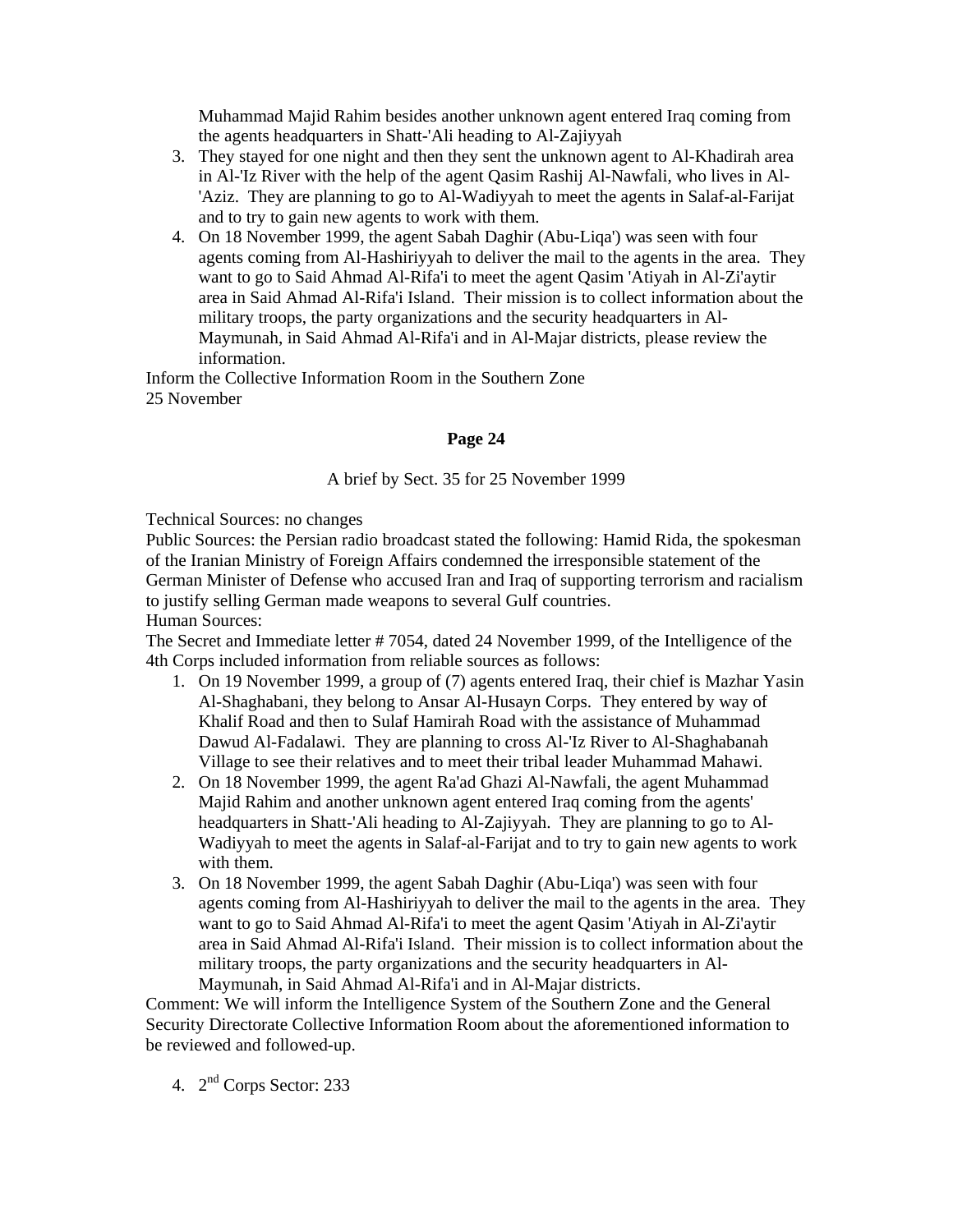Muhammad Majid Rahim besides another unknown agent entered Iraq coming from the agents headquarters in Shatt-'Ali heading to Al-Zajiyyah

3. They stayed for one night and then they sent the unknown agent to Al-Khadirah area in Al-'Iz River with the help of the agent Qasim Rashij Al-Nawfali, who lives in Al-'Aziz. They are planning to go to Al-Wadiyyah to meet the agents in Salaf-al-Farijat and to try to gain new agents to work with them.
4. On 18 November 1999, the agent Sabah Daghir (Abu-Liqa') was seen with four agents coming from Al-Hashiriyyah to deliver the mail to the agents in the area. They want to go to Said Ahmad Al-Rifa'i to meet the agent Qasim 'Atiyah in Al-Zi'aytir area in Said Ahmad Al-Rifa'i Island. Their mission is to collect information about the military troops, the party organizations and the security headquarters in Al-Maymunah, in Said Ahmad Al-Rifa'i and in Al-Majar districts, please review the information.

Inform the Collective Information Room in the Southern Zone
25 November

**Page 24**

A brief by Sect. 35 for 25 November 1999

Technical Sources: no changes
Public Sources: the Persian radio broadcast stated the following: Hamid Rida, the spokesman of the Iranian Ministry of Foreign Affairs condemned the irresponsible statement of the German Minister of Defense who accused Iran and Iraq of supporting terrorism and racialism to justify selling German made weapons to several Gulf countries.
Human Sources:
The Secret and Immediate letter # 7054, dated 24 November 1999, of the Intelligence of the 4th Corps included information from reliable sources as follows:

1. On 19 November 1999, a group of (7) agents entered Iraq, their chief is Mazhar Yasin Al-Shaghabani, they belong to Ansar Al-Husayn Corps. They entered by way of Khalif Road and then to Sulaf Hamirah Road with the assistance of Muhammad Dawud Al-Fadalawi. They are planning to cross Al-'Iz River to Al-Shaghabanah Village to see their relatives and to meet their tribal leader Muhammad Mahawi.
2. On 18 November 1999, the agent Ra'ad Ghazi Al-Nawfali, the agent Muhammad Majid Rahim and another unknown agent entered Iraq coming from the agents' headquarters in Shatt-'Ali heading to Al-Zajiyyah. They are planning to go to Al-Wadiyyah to meet the agents in Salaf-al-Farijat and to try to gain new agents to work with them.
3. On 18 November 1999, the agent Sabah Daghir (Abu-Liqa') was seen with four agents coming from Al-Hashiriyyah to deliver the mail to the agents in the area. They want to go to Said Ahmad Al-Rifa'i to meet the agent Qasim 'Atiyah in Al-Zi'aytir area in Said Ahmad Al-Rifa'i Island. Their mission is to collect information about the military troops, the party organizations and the security headquarters in Al-Maymunah, in Said Ahmad Al-Rifa'i and in Al-Majar districts.

Comment: We will inform the Intelligence System of the Southern Zone and the General Security Directorate Collective Information Room about the aforementioned information to be reviewed and followed-up.

4. 2nd Corps Sector: 233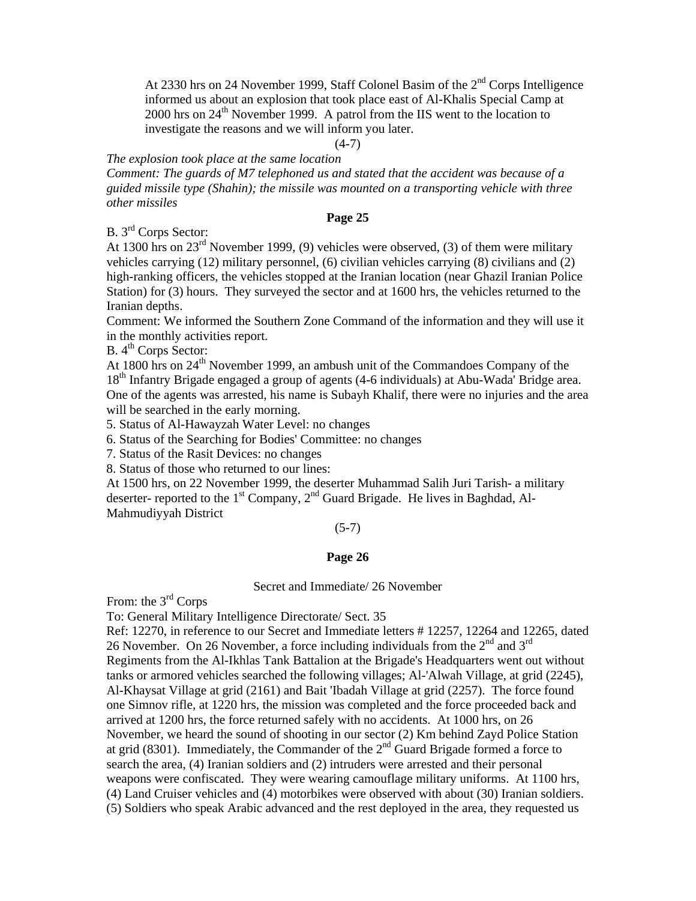At 2330 hrs on 24 November 1999, Staff Colonel Basim of the 2nd Corps Intelligence informed us about an explosion that took place east of Al-Khalis Special Camp at 2000 hrs on 24th November 1999. A patrol from the IIS went to the location to investigate the reasons and we will inform you later.

(4-7)

*The explosion took place at the same location*
*Comment: The guards of M7 telephoned us and stated that the accident was because of a guided missile type (Shahin); the missile was mounted on a transporting vehicle with three other missiles*

**Page 25**

B. 3rd Corps Sector:
At 1300 hrs on 23rd November 1999, (9) vehicles were observed, (3) of them were military vehicles carrying (12) military personnel, (6) civilian vehicles carrying (8) civilians and (2) high-ranking officers, the vehicles stopped at the Iranian location (near Ghazil Iranian Police Station) for (3) hours. They surveyed the sector and at 1600 hrs, the vehicles returned to the Iranian depths.
Comment: We informed the Southern Zone Command of the information and they will use it in the monthly activities report.
B. 4th Corps Sector:
At 1800 hrs on 24th November 1999, an ambush unit of the Commandoes Company of the 18th Infantry Brigade engaged a group of agents (4-6 individuals) at Abu-Wada' Bridge area. One of the agents was arrested, his name is Subayh Khalif, there were no injuries and the area will be searched in the early morning.
5. Status of Al-Hawayzah Water Level: no changes
6. Status of the Searching for Bodies' Committee: no changes
7. Status of the Rasit Devices: no changes
8. Status of those who returned to our lines:
At 1500 hrs, on 22 November 1999, the deserter Muhammad Salih Juri Tarish- a military deserter- reported to the 1st Company, 2nd Guard Brigade. He lives in Baghdad, Al-Mahmudiyyah District

(5-7)

**Page 26**

Secret and Immediate/ 26 November

From: the 3rd Corps
To: General Military Intelligence Directorate/ Sect. 35
Ref: 12270, in reference to our Secret and Immediate letters # 12257, 12264 and 12265, dated 26 November. On 26 November, a force including individuals from the 2nd and 3rd Regiments from the Al-Ikhlas Tank Battalion at the Brigade's Headquarters went out without tanks or armored vehicles searched the following villages; Al-'Alwah Village, at grid (2245), Al-Khaysat Village at grid (2161) and Bait 'Ibadah Village at grid (2257). The force found one Simnov rifle, at 1220 hrs, the mission was completed and the force proceeded back and arrived at 1200 hrs, the force returned safely with no accidents. At 1000 hrs, on 26 November, we heard the sound of shooting in our sector (2) Km behind Zayd Police Station at grid (8301). Immediately, the Commander of the 2nd Guard Brigade formed a force to search the area, (4) Iranian soldiers and (2) intruders were arrested and their personal weapons were confiscated. They were wearing camouflage military uniforms. At 1100 hrs, (4) Land Cruiser vehicles and (4) motorbikes were observed with about (30) Iranian soldiers. (5) Soldiers who speak Arabic advanced and the rest deployed in the area, they requested us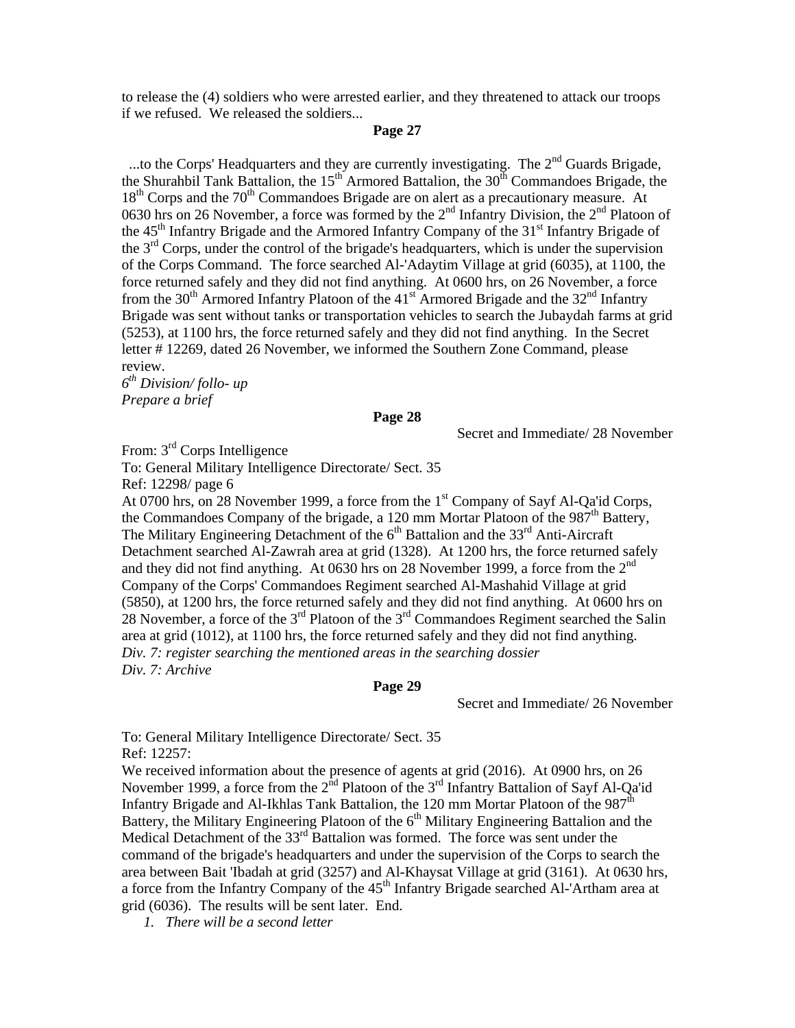to release the (4) soldiers who were arrested earlier, and they threatened to attack our troops if we refused. We released the soldiers...

**Page 27**

...to the Corps' Headquarters and they are currently investigating. The 2nd Guards Brigade, the Shurahbil Tank Battalion, the 15th Armored Battalion, the 30th Commandoes Brigade, the 18th Corps and the 70th Commandoes Brigade are on alert as a precautionary measure. At 0630 hrs on 26 November, a force was formed by the 2nd Infantry Division, the 2nd Platoon of the 45th Infantry Brigade and the Armored Infantry Company of the 31st Infantry Brigade of the 3rd Corps, under the control of the brigade's headquarters, which is under the supervision of the Corps Command. The force searched Al-'Adaytim Village at grid (6035), at 1100, the force returned safely and they did not find anything. At 0600 hrs, on 26 November, a force from the 30th Armored Infantry Platoon of the 41st Armored Brigade and the 32nd Infantry Brigade was sent without tanks or transportation vehicles to search the Jubaydah farms at grid (5253), at 1100 hrs, the force returned safely and they did not find anything. In the Secret letter # 12269, dated 26 November, we informed the Southern Zone Command, please review.

*6th Division/ follo- up*
*Prepare a brief*

**Page 28**

Secret and Immediate/ 28 November

From: 3rd Corps Intelligence
To: General Military Intelligence Directorate/ Sect. 35
Ref: 12298/ page 6

At 0700 hrs, on 28 November 1999, a force from the 1st Company of Sayf Al-Qa'id Corps, the Commandoes Company of the brigade, a 120 mm Mortar Platoon of the 987th Battery, The Military Engineering Detachment of the 6th Battalion and the 33rd Anti-Aircraft Detachment searched Al-Zawrah area at grid (1328). At 1200 hrs, the force returned safely and they did not find anything. At 0630 hrs on 28 November 1999, a force from the 2nd Company of the Corps' Commandoes Regiment searched Al-Mashahid Village at grid (5850), at 1200 hrs, the force returned safely and they did not find anything. At 0600 hrs on 28 November, a force of the 3rd Platoon of the 3rd Commandoes Regiment searched the Salin area at grid (1012), at 1100 hrs, the force returned safely and they did not find anything.

*Div. 7: register searching the mentioned areas in the searching dossier*
*Div. 7: Archive*

**Page 29**

Secret and Immediate/ 26 November

To: General Military Intelligence Directorate/ Sect. 35
Ref: 12257:

We received information about the presence of agents at grid (2016). At 0900 hrs, on 26 November 1999, a force from the 2nd Platoon of the 3rd Infantry Battalion of Sayf Al-Qa'id Infantry Brigade and Al-Ikhlas Tank Battalion, the 120 mm Mortar Platoon of the 987th Battery, the Military Engineering Platoon of the 6th Military Engineering Battalion and the Medical Detachment of the 33rd Battalion was formed. The force was sent under the command of the brigade's headquarters and under the supervision of the Corps to search the area between Bait 'Ibadah at grid (3257) and Al-Khaysat Village at grid (3161). At 0630 hrs, a force from the Infantry Company of the 45th Infantry Brigade searched Al-'Artham area at grid (6036). The results will be sent later. End.

1. *There will be a second letter*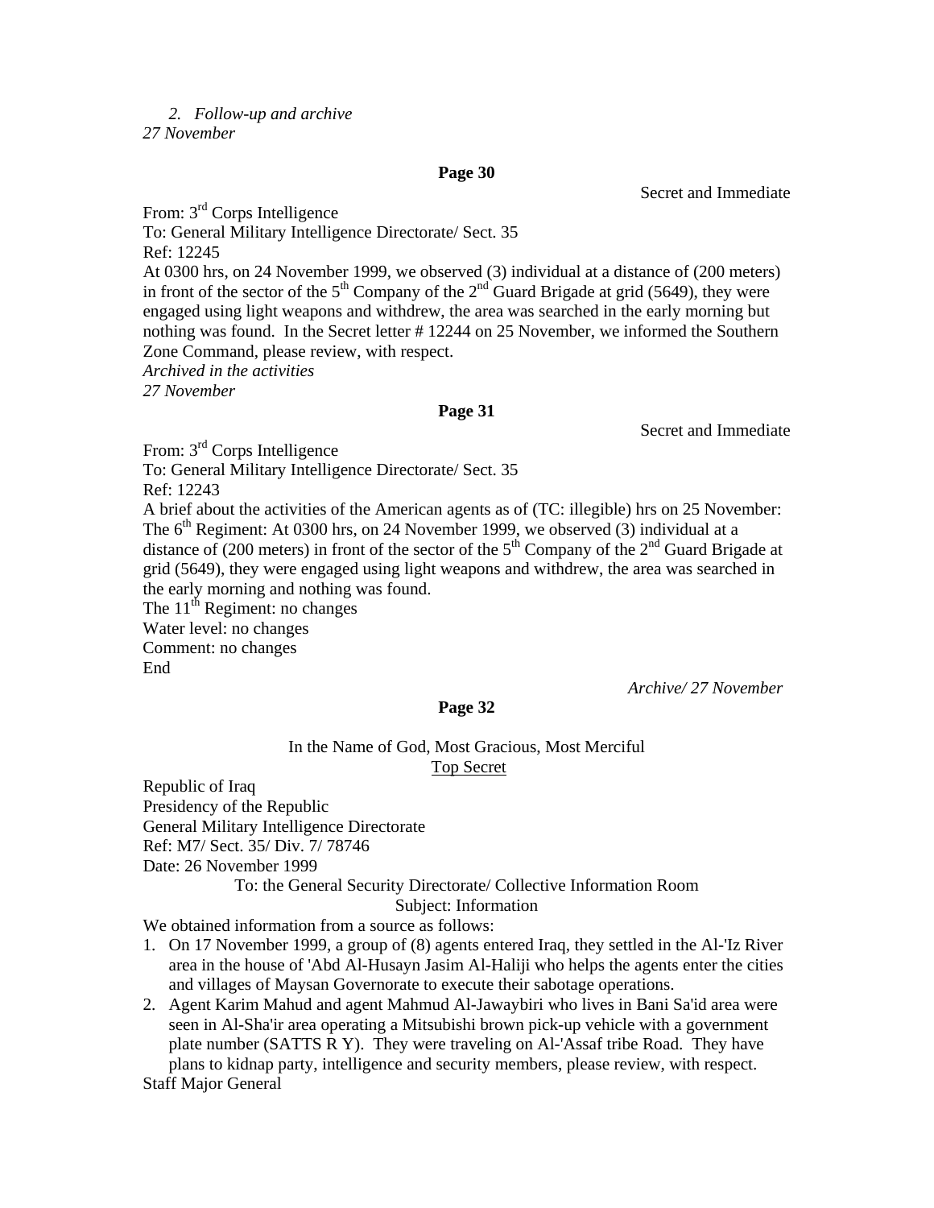*2. Follow-up and archive*
*27 November*

**Page 30**

Secret and Immediate

From: 3rd Corps Intelligence
To: General Military Intelligence Directorate/ Sect. 35
Ref: 12245
At 0300 hrs, on 24 November 1999, we observed (3) individual at a distance of (200 meters) in front of the sector of the 5th Company of the 2nd Guard Brigade at grid (5649), they were engaged using light weapons and withdrew, the area was searched in the early morning but nothing was found. In the Secret letter # 12244 on 25 November, we informed the Southern Zone Command, please review, with respect.
*Archived in the activities*
*27 November*

**Page 31**

Secret and Immediate

From: 3rd Corps Intelligence
To: General Military Intelligence Directorate/ Sect. 35
Ref: 12243
A brief about the activities of the American agents as of (TC: illegible) hrs on 25 November:
The 6th Regiment: At 0300 hrs, on 24 November 1999, we observed (3) individual at a distance of (200 meters) in front of the sector of the 5th Company of the 2nd Guard Brigade at grid (5649), they were engaged using light weapons and withdrew, the area was searched in the early morning and nothing was found.
The 11th Regiment: no changes
Water level: no changes
Comment: no changes
End

*Archive/ 27 November*

**Page 32**

In the Name of God, Most Gracious, Most Merciful
Top Secret

Republic of Iraq
Presidency of the Republic
General Military Intelligence Directorate
Ref: M7/ Sect. 35/ Div. 7/ 78746
Date: 26 November 1999

To: the General Security Directorate/ Collective Information Room
Subject: Information

We obtained information from a source as follows:

1. On 17 November 1999, a group of (8) agents entered Iraq, they settled in the Al-'Iz River area in the house of 'Abd Al-Husayn Jasim Al-Haliji who helps the agents enter the cities and villages of Maysan Governorate to execute their sabotage operations.
2. Agent Karim Mahud and agent Mahmud Al-Jawaybiri who lives in Bani Sa'id area were seen in Al-Sha'ir area operating a Mitsubishi brown pick-up vehicle with a government plate number (SATTS R Y). They were traveling on Al-'Assaf tribe Road. They have plans to kidnap party, intelligence and security members, please review, with respect.

Staff Major General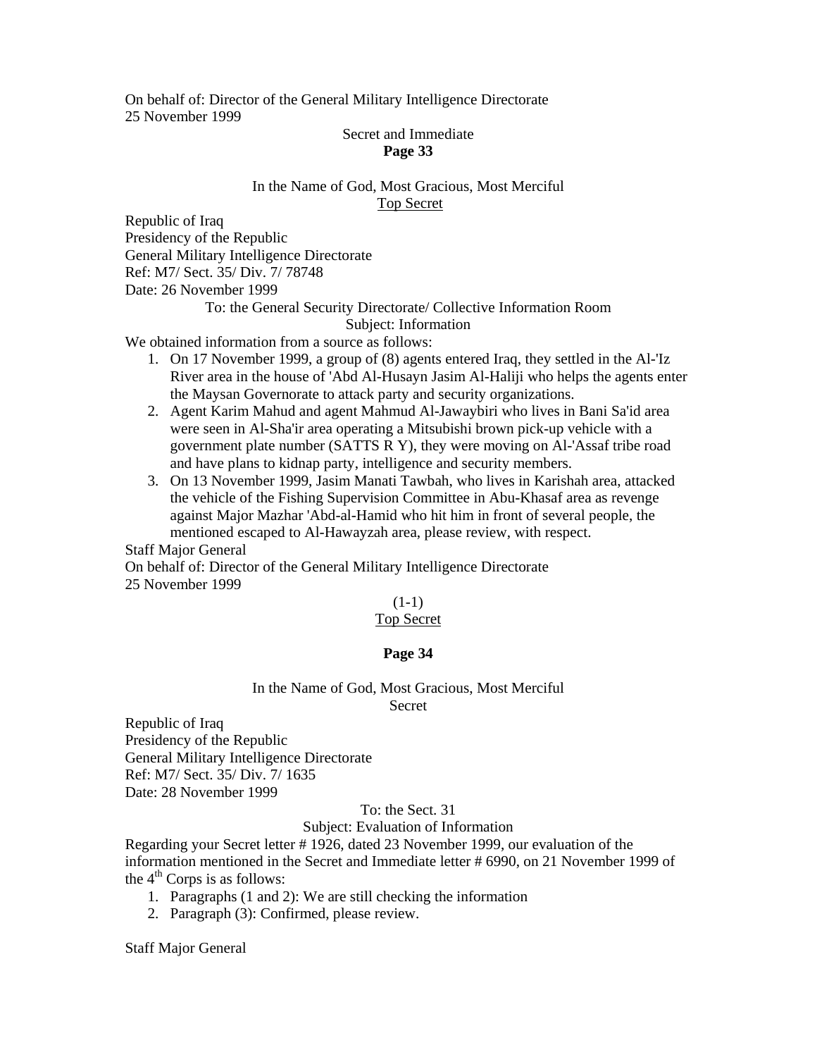On behalf of: Director of the General Military Intelligence Directorate
25 November 1999

Secret and Immediate

**Page 33**

In the Name of God, Most Gracious, Most Merciful

Top Secret

Republic of Iraq
Presidency of the Republic
General Military Intelligence Directorate
Ref: M7/ Sect. 35/ Div. 7/ 78748
Date: 26 November 1999

To: the General Security Directorate/ Collective Information Room

Subject: Information

We obtained information from a source as follows:

1. On 17 November 1999, a group of (8) agents entered Iraq, they settled in the Al-'Iz River area in the house of 'Abd Al-Husayn Jasim Al-Haliji who helps the agents enter the Maysan Governorate to attack party and security organizations.
2. Agent Karim Mahud and agent Mahmud Al-Jawaybiri who lives in Bani Sa'id area were seen in Al-Sha'ir area operating a Mitsubishi brown pick-up vehicle with a government plate number (SATTS R Y), they were moving on Al-'Assaf tribe road and have plans to kidnap party, intelligence and security members.
3. On 13 November 1999, Jasim Manati Tawbah, who lives in Karishah area, attacked the vehicle of the Fishing Supervision Committee in Abu-Khasaf area as revenge against Major Mazhar 'Abd-al-Hamid who hit him in front of several people, the mentioned escaped to Al-Hawayzah area, please review, with respect.

Staff Major General
On behalf of: Director of the General Military Intelligence Directorate
25 November 1999

(1-1)

Top Secret

**Page 34**

In the Name of God, Most Gracious, Most Merciful

Secret

Republic of Iraq
Presidency of the Republic
General Military Intelligence Directorate
Ref: M7/ Sect. 35/ Div. 7/ 1635
Date: 28 November 1999

To: the Sect. 31

Subject: Evaluation of Information

Regarding your Secret letter # 1926, dated 23 November 1999, our evaluation of the information mentioned in the Secret and Immediate letter # 6990, on 21 November 1999 of the 4th Corps is as follows:

1. Paragraphs (1 and 2): We are still checking the information
2. Paragraph (3): Confirmed, please review.

Staff Major General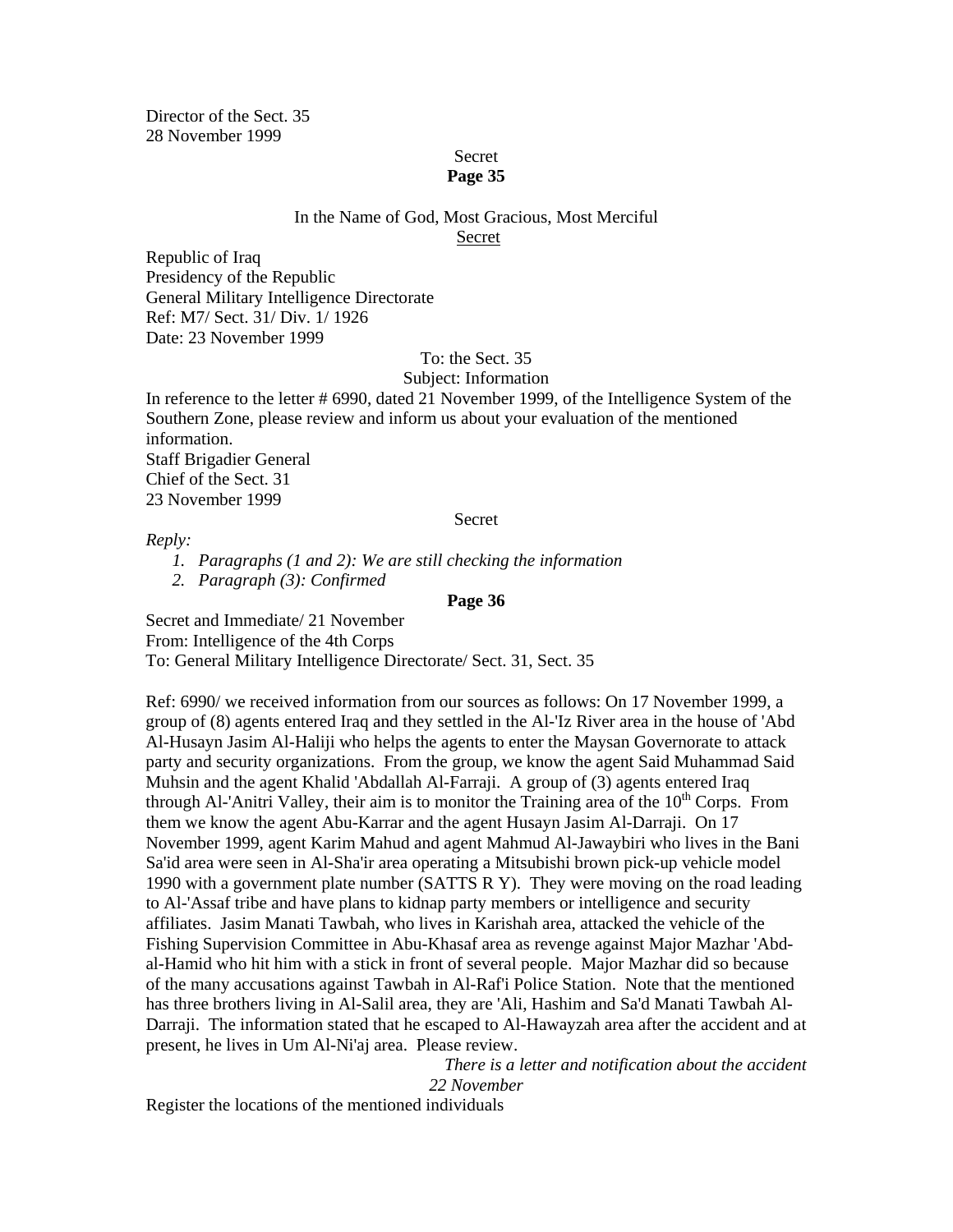Director of the Sect. 35
28 November 1999

Secret

**Page 35**

In the Name of God, Most Gracious, Most Merciful

<u>Secret</u>

Republic of Iraq
Presidency of the Republic
General Military Intelligence Directorate
Ref: M7/ Sect. 31/ Div. 1/ 1926
Date: 23 November 1999

To: the Sect. 35
Subject: Information

In reference to the letter # 6990, dated 21 November 1999, of the Intelligence System of the Southern Zone, please review and inform us about your evaluation of the mentioned information.
Staff Brigadier General
Chief of the Sect. 31
23 November 1999

Secret

*Reply:*

1. *Paragraphs (1 and 2): We are still checking the information*
2. *Paragraph (3): Confirmed*

**Page 36**

Secret and Immediate/ 21 November
From: Intelligence of the 4th Corps
To: General Military Intelligence Directorate/ Sect. 31, Sect. 35

Ref: 6990/ we received information from our sources as follows: On 17 November 1999, a group of (8) agents entered Iraq and they settled in the Al-'Iz River area in the house of 'Abd Al-Husayn Jasim Al-Haliji who helps the agents to enter the Maysan Governorate to attack party and security organizations. From the group, we know the agent Said Muhammad Said Muhsin and the agent Khalid 'Abdallah Al-Farraji. A group of (3) agents entered Iraq through Al-'Anitri Valley, their aim is to monitor the Training area of the 10th Corps. From them we know the agent Abu-Karrar and the agent Husayn Jasim Al-Darraji. On 17 November 1999, agent Karim Mahud and agent Mahmud Al-Jawaybiri who lives in the Bani Sa'id area were seen in Al-Sha'ir area operating a Mitsubishi brown pick-up vehicle model 1990 with a government plate number (SATTS R Y). They were moving on the road leading to Al-'Assaf tribe and have plans to kidnap party members or intelligence and security affiliates. Jasim Manati Tawbah, who lives in Karishah area, attacked the vehicle of the Fishing Supervision Committee in Abu-Khasaf area as revenge against Major Mazhar 'Abd-al-Hamid who hit him with a stick in front of several people. Major Mazhar did so because of the many accusations against Tawbah in Al-Raf'i Police Station. Note that the mentioned has three brothers living in Al-Salil area, they are 'Ali, Hashim and Sa'd Manati Tawbah Al-Darraji. The information stated that he escaped to Al-Hawayzah area after the accident and at present, he lives in Um Al-Ni'aj area. Please review.

*There is a letter and notification about the accident*
*22 November*

Register the locations of the mentioned individuals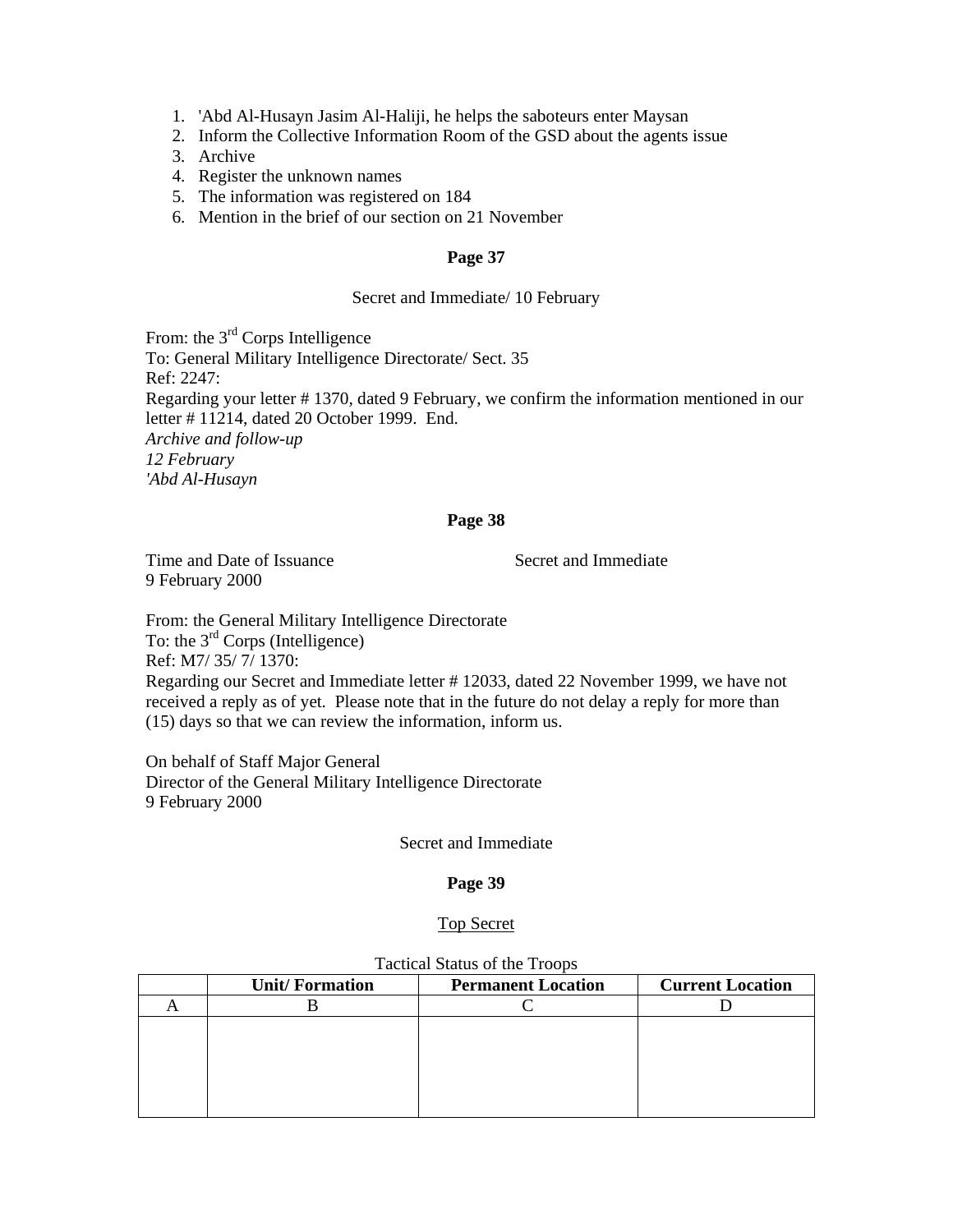1. 'Abd Al-Husayn Jasim Al-Haliji, he helps the saboteurs enter Maysan
2. Inform the Collective Information Room of the GSD about the agents issue
3. Archive
4. Register the unknown names
5. The information was registered on 184
6. Mention in the brief of our section on 21 November

**Page 37**

Secret and Immediate/ 10 February

From: the 3rd Corps Intelligence
To: General Military Intelligence Directorate/ Sect. 35
Ref: 2247:
Regarding your letter # 1370, dated 9 February, we confirm the information mentioned in our letter # 11214, dated 20 October 1999. End.
*Archive and follow-up*
*12 February*
*'Abd Al-Husayn*

**Page 38**

Time and Date of Issuance — Secret and Immediate
9 February 2000

From: the General Military Intelligence Directorate
To: the 3rd Corps (Intelligence)
Ref: M7/ 35/ 7/ 1370:
Regarding our Secret and Immediate letter # 12033, dated 22 November 1999, we have not received a reply as of yet. Please note that in the future do not delay a reply for more than (15) days so that we can review the information, inform us.

On behalf of Staff Major General
Director of the General Military Intelligence Directorate
9 February 2000

Secret and Immediate

**Page 39**

Top Secret

Tactical Status of the Troops

| | Unit/ Formation | Permanent Location | Current Location |
|---|---|---|---|
| A | B | C | D |
| | | | |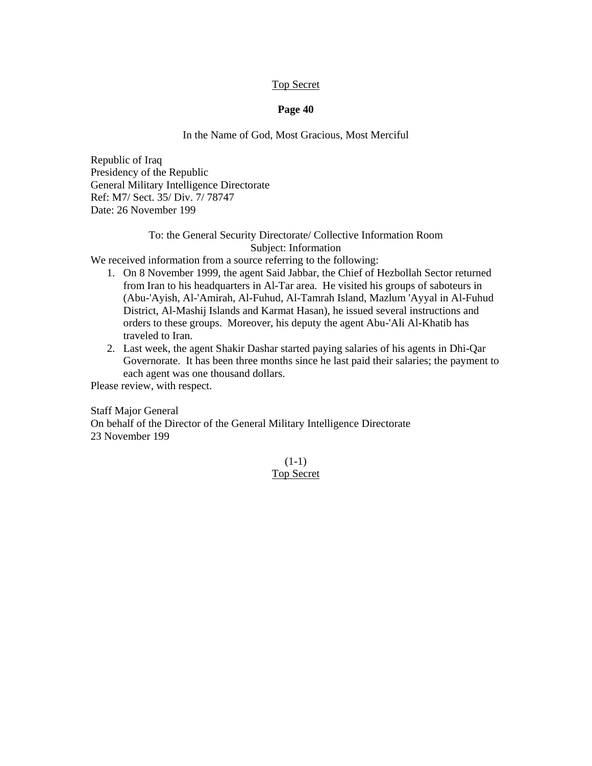Top Secret

**Page 40**

In the Name of God, Most Gracious, Most Merciful

Republic of Iraq
Presidency of the Republic
General Military Intelligence Directorate
Ref: M7/ Sect. 35/ Div. 7/ 78747
Date: 26 November 199

To: the General Security Directorate/ Collective Information Room
Subject: Information

We received information from a source referring to the following:

1. On 8 November 1999, the agent Said Jabbar, the Chief of Hezbollah Sector returned from Iran to his headquarters in Al-Tar area. He visited his groups of saboteurs in (Abu-'Ayish, Al-'Amirah, Al-Fuhud, Al-Tamrah Island, Mazlum 'Ayyal in Al-Fuhud District, Al-Mashij Islands and Karmat Hasan), he issued several instructions and orders to these groups. Moreover, his deputy the agent Abu-'Ali Al-Khatib has traveled to Iran.
2. Last week, the agent Shakir Dashar started paying salaries of his agents in Dhi-Qar Governorate. It has been three months since he last paid their salaries; the payment to each agent was one thousand dollars.

Please review, with respect.

Staff Major General
On behalf of the Director of the General Military Intelligence Directorate
23 November 199

(1-1)
Top Secret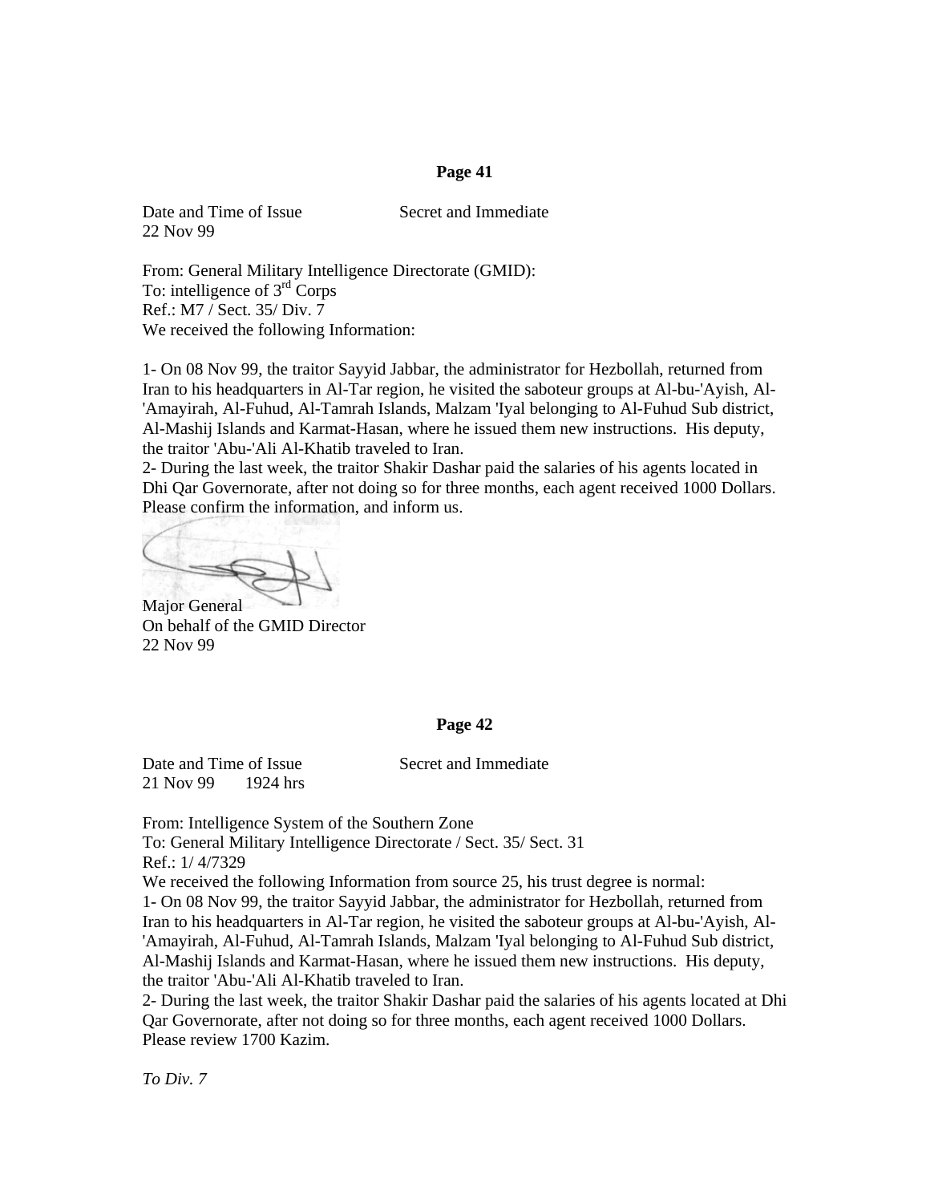**Page 41**

Date and Time of Issue                Secret and Immediate
22 Nov 99

From: General Military Intelligence Directorate (GMID):
To: intelligence of 3rd Corps
Ref.: M7 / Sect. 35/ Div. 7
We received the following Information:

1- On 08 Nov 99, the traitor Sayyid Jabbar, the administrator for Hezbollah, returned from Iran to his headquarters in Al-Tar region, he visited the saboteur groups at Al-bu-'Ayish, Al-'Amayirah, Al-Fuhud, Al-Tamrah Islands, Malzam 'Iyal belonging to Al-Fuhud Sub district, Al-Mashij Islands and Karmat-Hasan, where he issued them new instructions. His deputy, the traitor 'Abu-'Ali Al-Khatib traveled to Iran.
2- During the last week, the traitor Shakir Dashar paid the salaries of his agents located in Dhi Qar Governorate, after not doing so for three months, each agent received 1000 Dollars.
Please confirm the information, and inform us.

Major General
On behalf of the GMID Director
22 Nov 99

**Page 42**

Date and Time of Issue                Secret and Immediate
21 Nov 99       1924 hrs

From: Intelligence System of the Southern Zone
To: General Military Intelligence Directorate / Sect. 35/ Sect. 31
Ref.: 1/ 4/7329
We received the following Information from source 25, his trust degree is normal:
1- On 08 Nov 99, the traitor Sayyid Jabbar, the administrator for Hezbollah, returned from Iran to his headquarters in Al-Tar region, he visited the saboteur groups at Al-bu-'Ayish, Al-'Amayirah, Al-Fuhud, Al-Tamrah Islands, Malzam 'Iyal belonging to Al-Fuhud Sub district, Al-Mashij Islands and Karmat-Hasan, where he issued them new instructions. His deputy, the traitor 'Abu-'Ali Al-Khatib traveled to Iran.
2- During the last week, the traitor Shakir Dashar paid the salaries of his agents located at Dhi Qar Governorate, after not doing so for three months, each agent received 1000 Dollars.
Please review 1700 Kazim.

*To Div. 7*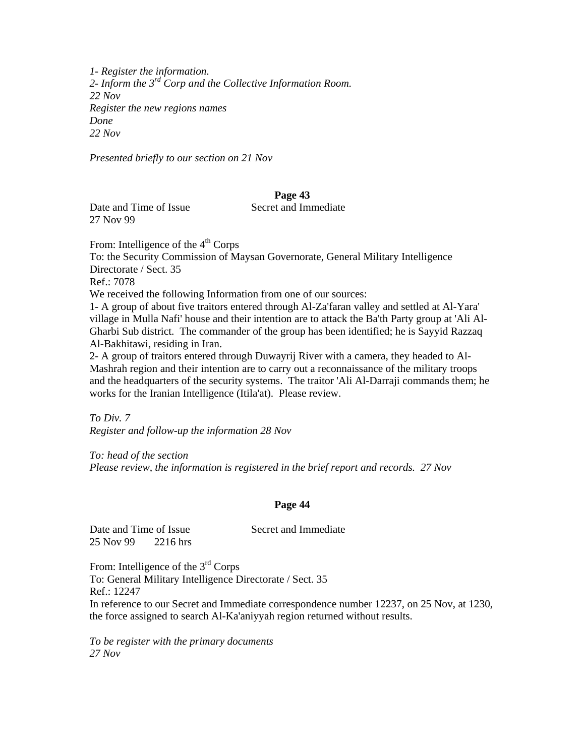*1- Register the information.*
*2- Inform the 3rd Corp and the Collective Information Room.*
*22 Nov*
*Register the new regions names*
*Done*
*22 Nov*

*Presented briefly to our section on 21 Nov*

**Page 43**

Date and Time of Issue          Secret and Immediate
27 Nov 99

From: Intelligence of the 4th Corps
To: the Security Commission of Maysan Governorate, General Military Intelligence Directorate / Sect. 35
Ref.: 7078
We received the following Information from one of our sources:
1- A group of about five traitors entered through Al-Za'faran valley and settled at Al-Yara' village in Mulla Nafi' house and their intention are to attack the Ba'th Party group at 'Ali Al-Gharbi Sub district. The commander of the group has been identified; he is Sayyid Razzaq Al-Bakhitawi, residing in Iran.
2- A group of traitors entered through Duwayrij River with a camera, they headed to Al-Mashrah region and their intention are to carry out a reconnaissance of the military troops and the headquarters of the security systems. The traitor 'Ali Al-Darraji commands them; he works for the Iranian Intelligence (Itila'at). Please review.

*To Div. 7*
*Register and follow-up the information 28 Nov*

*To: head of the section*
*Please review, the information is registered in the brief report and records. 27 Nov*

**Page 44**

Date and Time of Issue          Secret and Immediate
25 Nov 99     2216 hrs

From: Intelligence of the 3rd Corps
To: General Military Intelligence Directorate / Sect. 35
Ref.: 12247
In reference to our Secret and Immediate correspondence number 12237, on 25 Nov, at 1230, the force assigned to search Al-Ka'aniyyah region returned without results.

*To be register with the primary documents*
*27 Nov*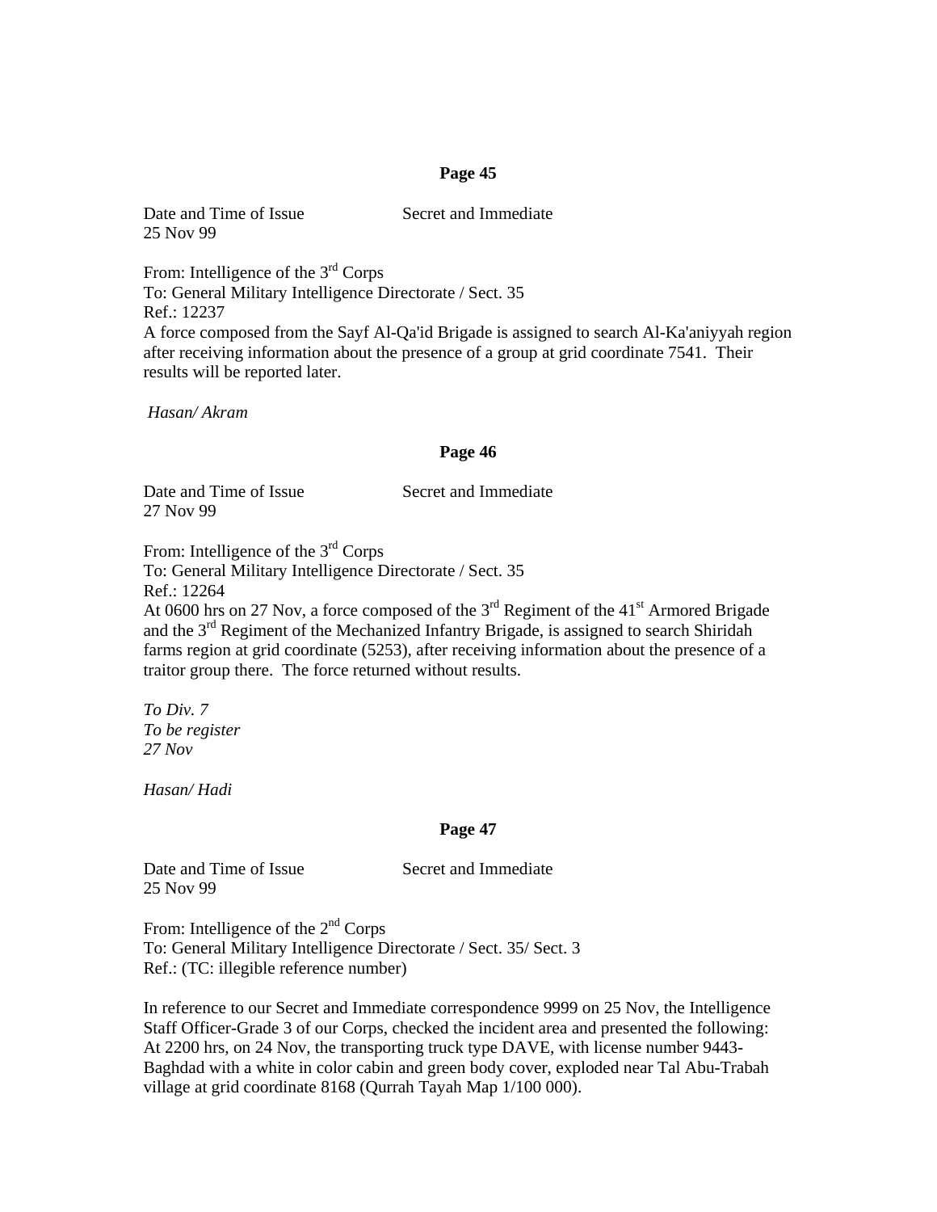**Page 45**

Date and Time of Issue Secret and Immediate
25 Nov 99

From: Intelligence of the 3rd Corps
To: General Military Intelligence Directorate / Sect. 35
Ref.: 12237
A force composed from the Sayf Al-Qa'id Brigade is assigned to search Al-Ka'aniyyah region after receiving information about the presence of a group at grid coordinate 7541. Their results will be reported later.

*Hasan/ Akram*

**Page 46**

Date and Time of Issue Secret and Immediate
27 Nov 99

From: Intelligence of the 3rd Corps
To: General Military Intelligence Directorate / Sect. 35
Ref.: 12264
At 0600 hrs on 27 Nov, a force composed of the 3rd Regiment of the 41st Armored Brigade and the 3rd Regiment of the Mechanized Infantry Brigade, is assigned to search Shiridah farms region at grid coordinate (5253), after receiving information about the presence of a traitor group there. The force returned without results.

*To Div. 7*
*To be register*
*27 Nov*

*Hasan/ Hadi*

**Page 47**

Date and Time of Issue Secret and Immediate
25 Nov 99

From: Intelligence of the 2nd Corps
To: General Military Intelligence Directorate / Sect. 35/ Sect. 3
Ref.: (TC: illegible reference number)

In reference to our Secret and Immediate correspondence 9999 on 25 Nov, the Intelligence Staff Officer-Grade 3 of our Corps, checked the incident area and presented the following: At 2200 hrs, on 24 Nov, the transporting truck type DAVE, with license number 9443-Baghdad with a white in color cabin and green body cover, exploded near Tal Abu-Trabah village at grid coordinate 8168 (Qurrah Tayah Map 1/100 000).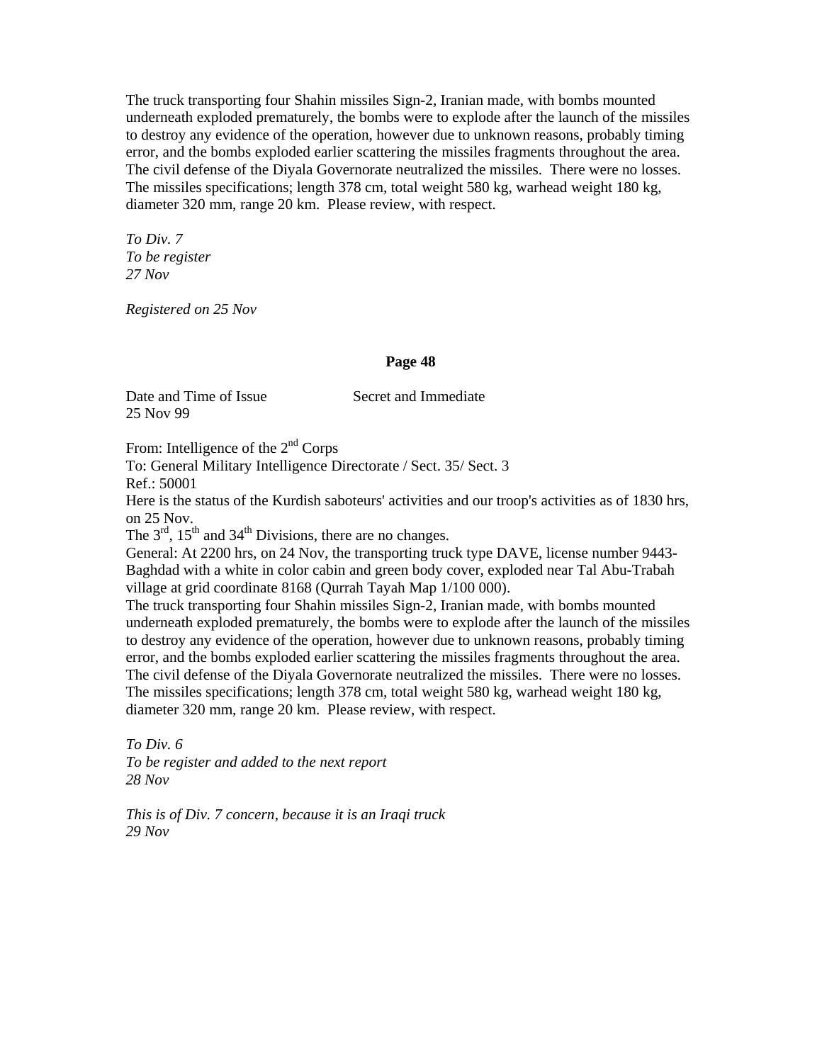The truck transporting four Shahin missiles Sign-2, Iranian made, with bombs mounted underneath exploded prematurely, the bombs were to explode after the launch of the missiles to destroy any evidence of the operation, however due to unknown reasons, probably timing error, and the bombs exploded earlier scattering the missiles fragments throughout the area. The civil defense of the Diyala Governorate neutralized the missiles. There were no losses. The missiles specifications; length 378 cm, total weight 580 kg, warhead weight 180 kg, diameter 320 mm, range 20 km. Please review, with respect.

*To Div. 7*
*To be register*
*27 Nov*

*Registered on 25 Nov*

**Page 48**

Date and Time of Issue Secret and Immediate
25 Nov 99

From: Intelligence of the 2nd Corps
To: General Military Intelligence Directorate / Sect. 35/ Sect. 3
Ref.: 50001
Here is the status of the Kurdish saboteurs' activities and our troop's activities as of 1830 hrs, on 25 Nov.
The 3rd, 15th and 34th Divisions, there are no changes.
General: At 2200 hrs, on 24 Nov, the transporting truck type DAVE, license number 9443-Baghdad with a white in color cabin and green body cover, exploded near Tal Abu-Trabah village at grid coordinate 8168 (Qurrah Tayah Map 1/100 000).
The truck transporting four Shahin missiles Sign-2, Iranian made, with bombs mounted underneath exploded prematurely, the bombs were to explode after the launch of the missiles to destroy any evidence of the operation, however due to unknown reasons, probably timing error, and the bombs exploded earlier scattering the missiles fragments throughout the area. The civil defense of the Diyala Governorate neutralized the missiles. There were no losses. The missiles specifications; length 378 cm, total weight 580 kg, warhead weight 180 kg, diameter 320 mm, range 20 km. Please review, with respect.

*To Div. 6*
*To be register and added to the next report*
*28 Nov*

*This is of Div. 7 concern, because it is an Iraqi truck*
*29 Nov*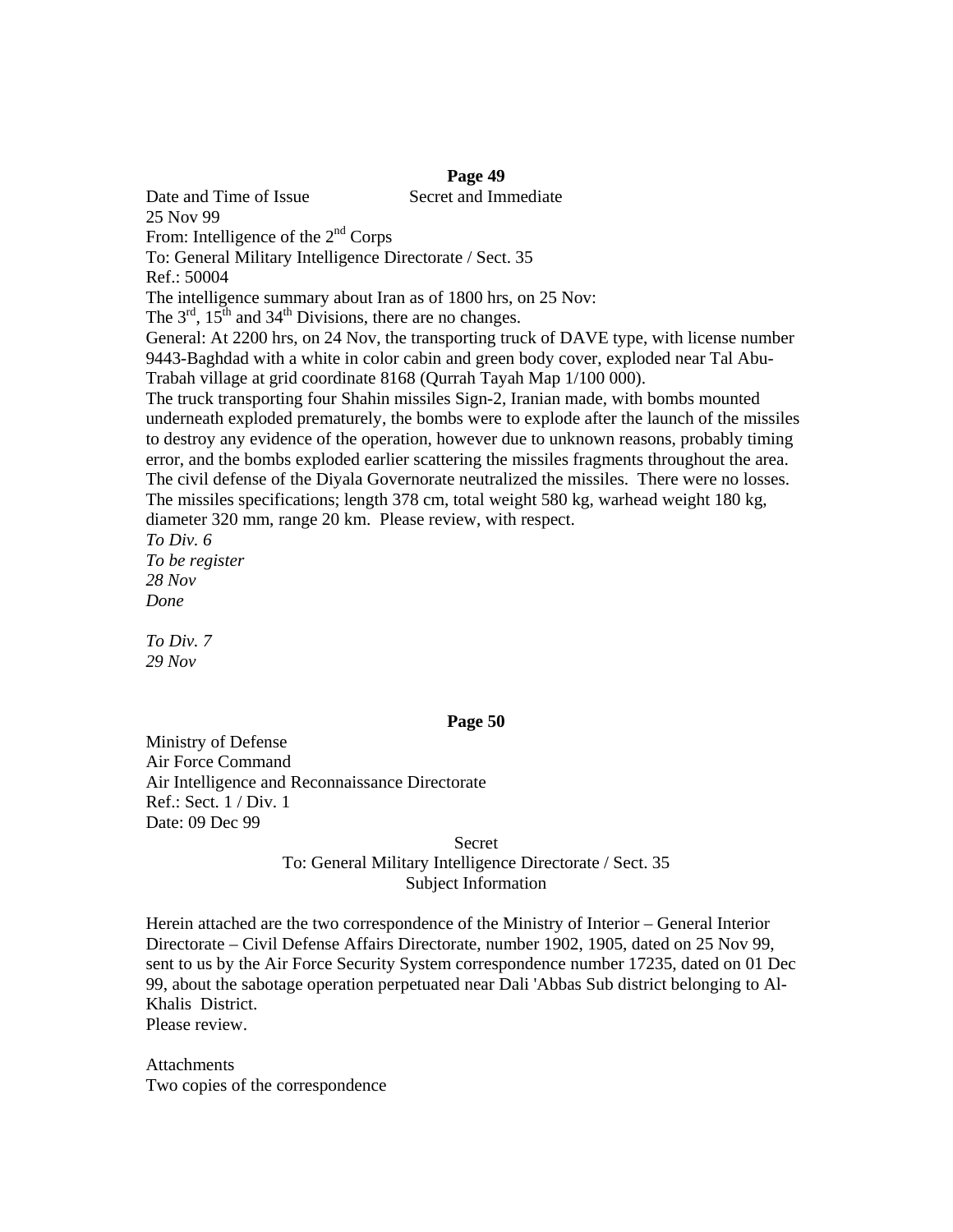**Page 49**

Date and Time of Issue Secret and Immediate
25 Nov 99
From: Intelligence of the 2nd Corps
To: General Military Intelligence Directorate / Sect. 35
Ref.: 50004
The intelligence summary about Iran as of 1800 hrs, on 25 Nov:
The 3rd, 15th and 34th Divisions, there are no changes.
General: At 2200 hrs, on 24 Nov, the transporting truck of DAVE type, with license number 9443-Baghdad with a white in color cabin and green body cover, exploded near Tal Abu-Trabah village at grid coordinate 8168 (Qurrah Tayah Map 1/100 000).
The truck transporting four Shahin missiles Sign-2, Iranian made, with bombs mounted underneath exploded prematurely, the bombs were to explode after the launch of the missiles to destroy any evidence of the operation, however due to unknown reasons, probably timing error, and the bombs exploded earlier scattering the missiles fragments throughout the area. The civil defense of the Diyala Governorate neutralized the missiles. There were no losses. The missiles specifications; length 378 cm, total weight 580 kg, warhead weight 180 kg, diameter 320 mm, range 20 km. Please review, with respect.
*To Div. 6*
*To be register*
*28 Nov*
*Done*

*To Div. 7*
*29 Nov*

**Page 50**

Ministry of Defense
Air Force Command
Air Intelligence and Reconnaissance Directorate
Ref.: Sect. 1 / Div. 1
Date: 09 Dec 99

Secret
To: General Military Intelligence Directorate / Sect. 35
Subject Information

Herein attached are the two correspondence of the Ministry of Interior – General Interior Directorate – Civil Defense Affairs Directorate, number 1902, 1905, dated on 25 Nov 99, sent to us by the Air Force Security System correspondence number 17235, dated on 01 Dec 99, about the sabotage operation perpetuated near Dali 'Abbas Sub district belonging to Al-Khalis District.
Please review.

Attachments
Two copies of the correspondence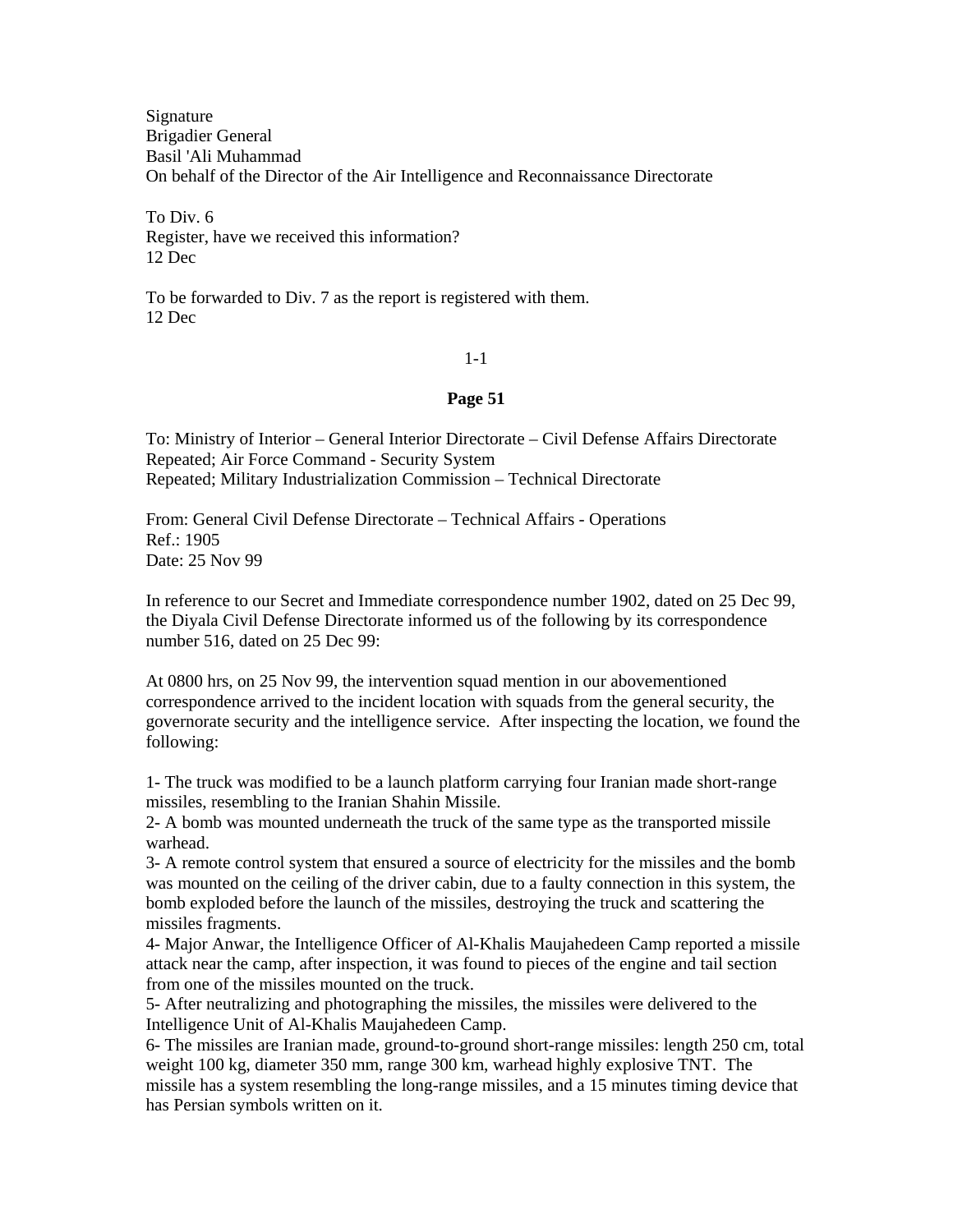Signature
Brigadier General
Basil 'Ali Muhammad
On behalf of the Director of the Air Intelligence and Reconnaissance Directorate

To Div. 6
Register, have we received this information?
12 Dec

To be forwarded to Div. 7 as the report is registered with them.
12 Dec

1-1

**Page 51**

To: Ministry of Interior – General Interior Directorate – Civil Defense Affairs Directorate
Repeated; Air Force Command - Security System
Repeated; Military Industrialization Commission – Technical Directorate

From: General Civil Defense Directorate – Technical Affairs - Operations
Ref.: 1905
Date: 25 Nov 99

In reference to our Secret and Immediate correspondence number 1902, dated on 25 Dec 99, the Diyala Civil Defense Directorate informed us of the following by its correspondence number 516, dated on 25 Dec 99:

At 0800 hrs, on 25 Nov 99, the intervention squad mention in our abovementioned correspondence arrived to the incident location with squads from the general security, the governorate security and the intelligence service. After inspecting the location, we found the following:

1- The truck was modified to be a launch platform carrying four Iranian made short-range missiles, resembling to the Iranian Shahin Missile.
2- A bomb was mounted underneath the truck of the same type as the transported missile warhead.
3- A remote control system that ensured a source of electricity for the missiles and the bomb was mounted on the ceiling of the driver cabin, due to a faulty connection in this system, the bomb exploded before the launch of the missiles, destroying the truck and scattering the missiles fragments.
4- Major Anwar, the Intelligence Officer of Al-Khalis Maujahedeen Camp reported a missile attack near the camp, after inspection, it was found to pieces of the engine and tail section from one of the missiles mounted on the truck.
5- After neutralizing and photographing the missiles, the missiles were delivered to the Intelligence Unit of Al-Khalis Maujahedeen Camp.
6- The missiles are Iranian made, ground-to-ground short-range missiles: length 250 cm, total weight 100 kg, diameter 350 mm, range 300 km, warhead highly explosive TNT. The missile has a system resembling the long-range missiles, and a 15 minutes timing device that has Persian symbols written on it.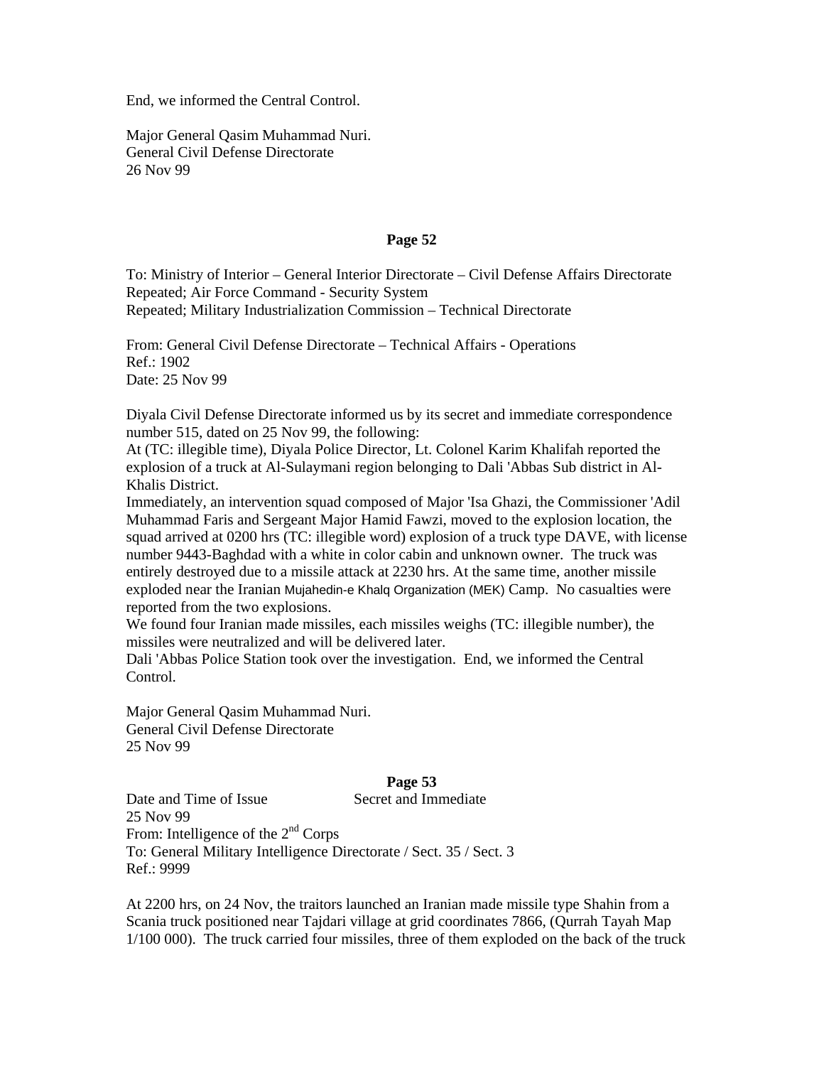End, we informed the Central Control.

Major General Qasim Muhammad Nuri.
General Civil Defense Directorate
26 Nov 99

**Page 52**

To: Ministry of Interior – General Interior Directorate – Civil Defense Affairs Directorate
Repeated; Air Force Command - Security System
Repeated; Military Industrialization Commission – Technical Directorate

From: General Civil Defense Directorate – Technical Affairs - Operations
Ref.: 1902
Date: 25 Nov 99

Diyala Civil Defense Directorate informed us by its secret and immediate correspondence number 515, dated on 25 Nov 99, the following:
At (TC: illegible time), Diyala Police Director, Lt. Colonel Karim Khalifah reported the explosion of a truck at Al-Sulaymani region belonging to Dali 'Abbas Sub district in Al-Khalis District.
Immediately, an intervention squad composed of Major 'Isa Ghazi, the Commissioner 'Adil Muhammad Faris and Sergeant Major Hamid Fawzi, moved to the explosion location, the squad arrived at 0200 hrs (TC: illegible word) explosion of a truck type DAVE, with license number 9443-Baghdad with a white in color cabin and unknown owner. The truck was entirely destroyed due to a missile attack at 2230 hrs. At the same time, another missile exploded near the Iranian Mujahedin-e Khalq Organization (MEK) Camp. No casualties were reported from the two explosions.
We found four Iranian made missiles, each missiles weighs (TC: illegible number), the missiles were neutralized and will be delivered later.
Dali 'Abbas Police Station took over the investigation. End, we informed the Central Control.

Major General Qasim Muhammad Nuri.
General Civil Defense Directorate
25 Nov 99

**Page 53**

Date and Time of Issue Secret and Immediate
25 Nov 99
From: Intelligence of the 2nd Corps
To: General Military Intelligence Directorate / Sect. 35 / Sect. 3
Ref.: 9999

At 2200 hrs, on 24 Nov, the traitors launched an Iranian made missile type Shahin from a Scania truck positioned near Tajdari village at grid coordinates 7866, (Qurrah Tayah Map 1/100 000). The truck carried four missiles, three of them exploded on the back of the truck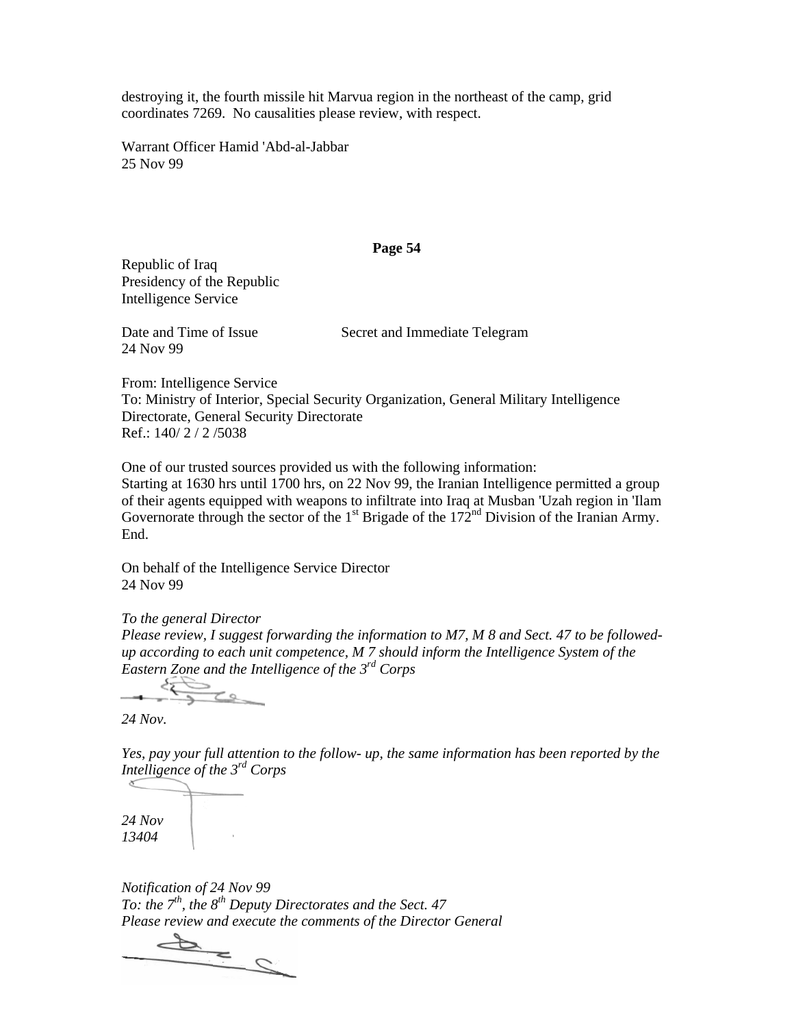destroying it, the fourth missile hit Marvua region in the northeast of the camp, grid coordinates 7269. No causalities please review, with respect.

Warrant Officer Hamid 'Abd-al-Jabbar
25 Nov 99

**Page 54**

Republic of Iraq
Presidency of the Republic
Intelligence Service

Date and Time of Issue Secret and Immediate Telegram
24 Nov 99

From: Intelligence Service
To: Ministry of Interior, Special Security Organization, General Military Intelligence Directorate, General Security Directorate
Ref.: 140/ 2 / 2 /5038

One of our trusted sources provided us with the following information:
Starting at 1630 hrs until 1700 hrs, on 22 Nov 99, the Iranian Intelligence permitted a group of their agents equipped with weapons to infiltrate into Iraq at Musban 'Uzah region in 'Ilam Governorate through the sector of the 1st Brigade of the 172nd Division of the Iranian Army. End.

On behalf of the Intelligence Service Director
24 Nov 99

*To the general Director*
*Please review, I suggest forwarding the information to M7, M 8 and Sect. 47 to be followed-up according to each unit competence, M 7 should inform the Intelligence System of the Eastern Zone and the Intelligence of the 3rd Corps*

*24 Nov.*

*Yes, pay your full attention to the follow- up, the same information has been reported by the Intelligence of the 3rd Corps*

*24 Nov*
*13404*

*Notification of 24 Nov 99*
*To: the 7th, the 8th Deputy Directorates and the Sect. 47*
*Please review and execute the comments of the Director General*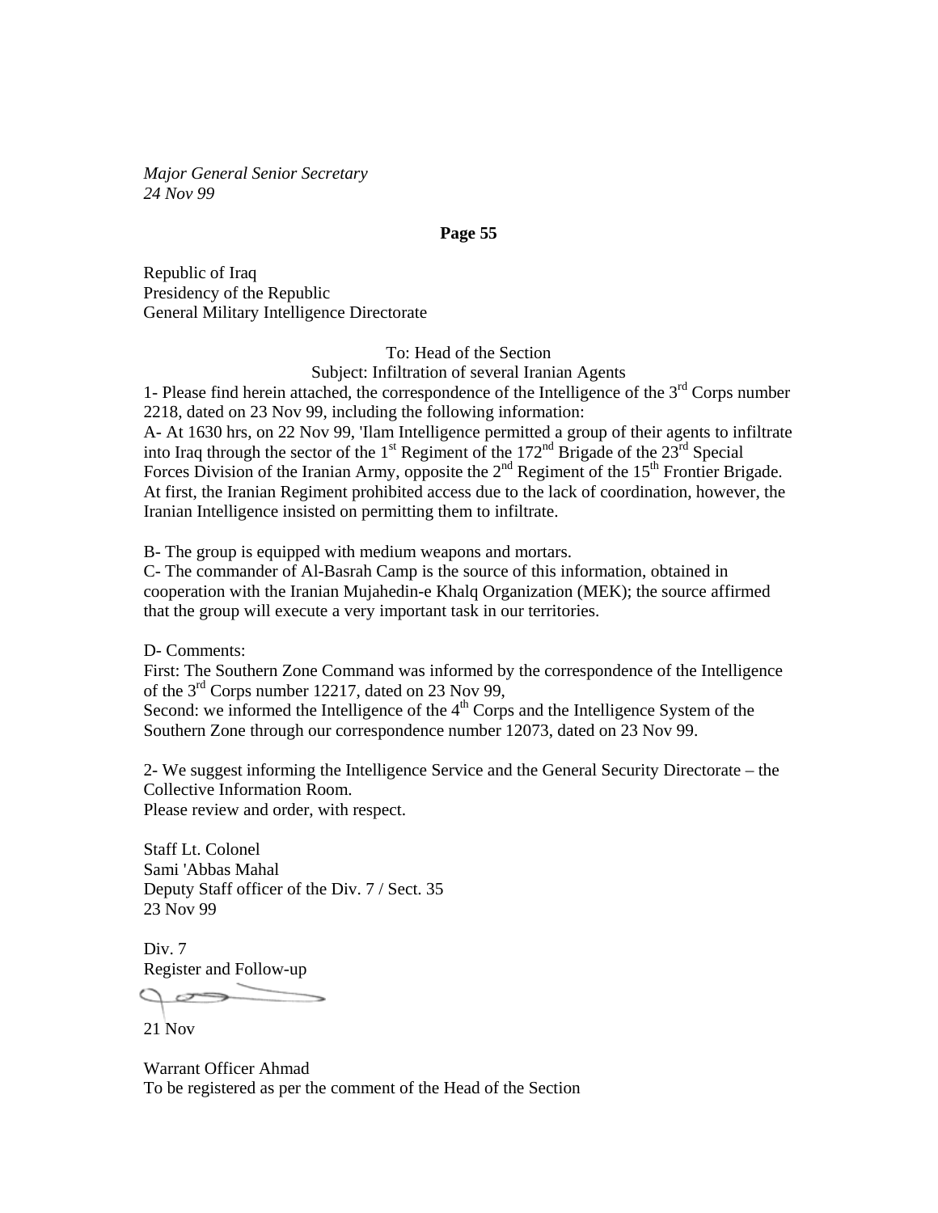*Major General Senior Secretary*
*24 Nov 99*

**Page 55**

Republic of Iraq
Presidency of the Republic
General Military Intelligence Directorate

To: Head of the Section
Subject: Infiltration of several Iranian Agents

1- Please find herein attached, the correspondence of the Intelligence of the 3rd Corps number 2218, dated on 23 Nov 99, including the following information:

A- At 1630 hrs, on 22 Nov 99, 'Ilam Intelligence permitted a group of their agents to infiltrate into Iraq through the sector of the 1st Regiment of the 172nd Brigade of the 23rd Special Forces Division of the Iranian Army, opposite the 2nd Regiment of the 15th Frontier Brigade. At first, the Iranian Regiment prohibited access due to the lack of coordination, however, the Iranian Intelligence insisted on permitting them to infiltrate.

B- The group is equipped with medium weapons and mortars.

C- The commander of Al-Basrah Camp is the source of this information, obtained in cooperation with the Iranian Mujahedin-e Khalq Organization (MEK); the source affirmed that the group will execute a very important task in our territories.

D- Comments:
First: The Southern Zone Command was informed by the correspondence of the Intelligence of the 3rd Corps number 12217, dated on 23 Nov 99,
Second: we informed the Intelligence of the 4th Corps and the Intelligence System of the Southern Zone through our correspondence number 12073, dated on 23 Nov 99.

2- We suggest informing the Intelligence Service and the General Security Directorate – the Collective Information Room.
Please review and order, with respect.

Staff Lt. Colonel
Sami 'Abbas Mahal
Deputy Staff officer of the Div. 7 / Sect. 35
23 Nov 99

Div. 7
Register and Follow-up

21 Nov

Warrant Officer Ahmad
To be registered as per the comment of the Head of the Section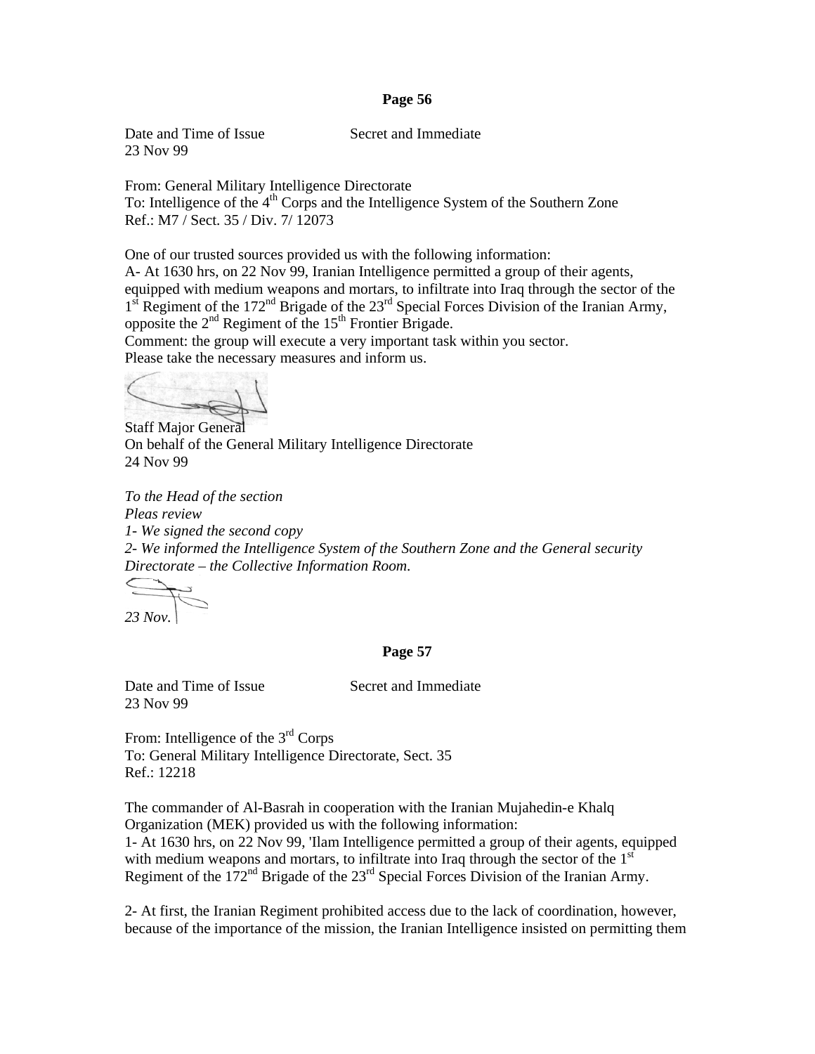**Page 56**

Date and Time of Issue Secret and Immediate
23 Nov 99

From: General Military Intelligence Directorate
To: Intelligence of the 4th Corps and the Intelligence System of the Southern Zone
Ref.: M7 / Sect. 35 / Div. 7/ 12073

One of our trusted sources provided us with the following information:
A- At 1630 hrs, on 22 Nov 99, Iranian Intelligence permitted a group of their agents, equipped with medium weapons and mortars, to infiltrate into Iraq through the sector of the 1st Regiment of the 172nd Brigade of the 23rd Special Forces Division of the Iranian Army, opposite the 2nd Regiment of the 15th Frontier Brigade.
Comment: the group will execute a very important task within you sector.
Please take the necessary measures and inform us.

Staff Major General
On behalf of the General Military Intelligence Directorate
24 Nov 99

*To the Head of the section*
*Pleas review*
*1- We signed the second copy*
*2- We informed the Intelligence System of the Southern Zone and the General security Directorate – the Collective Information Room.*

*23 Nov.*

**Page 57**

Date and Time of Issue Secret and Immediate
23 Nov 99

From: Intelligence of the 3rd Corps
To: General Military Intelligence Directorate, Sect. 35
Ref.: 12218

The commander of Al-Basrah in cooperation with the Iranian Mujahedin-e Khalq Organization (MEK) provided us with the following information:
1- At 1630 hrs, on 22 Nov 99, 'Ilam Intelligence permitted a group of their agents, equipped with medium weapons and mortars, to infiltrate into Iraq through the sector of the 1st Regiment of the 172nd Brigade of the 23rd Special Forces Division of the Iranian Army.

2- At first, the Iranian Regiment prohibited access due to the lack of coordination, however, because of the importance of the mission, the Iranian Intelligence insisted on permitting them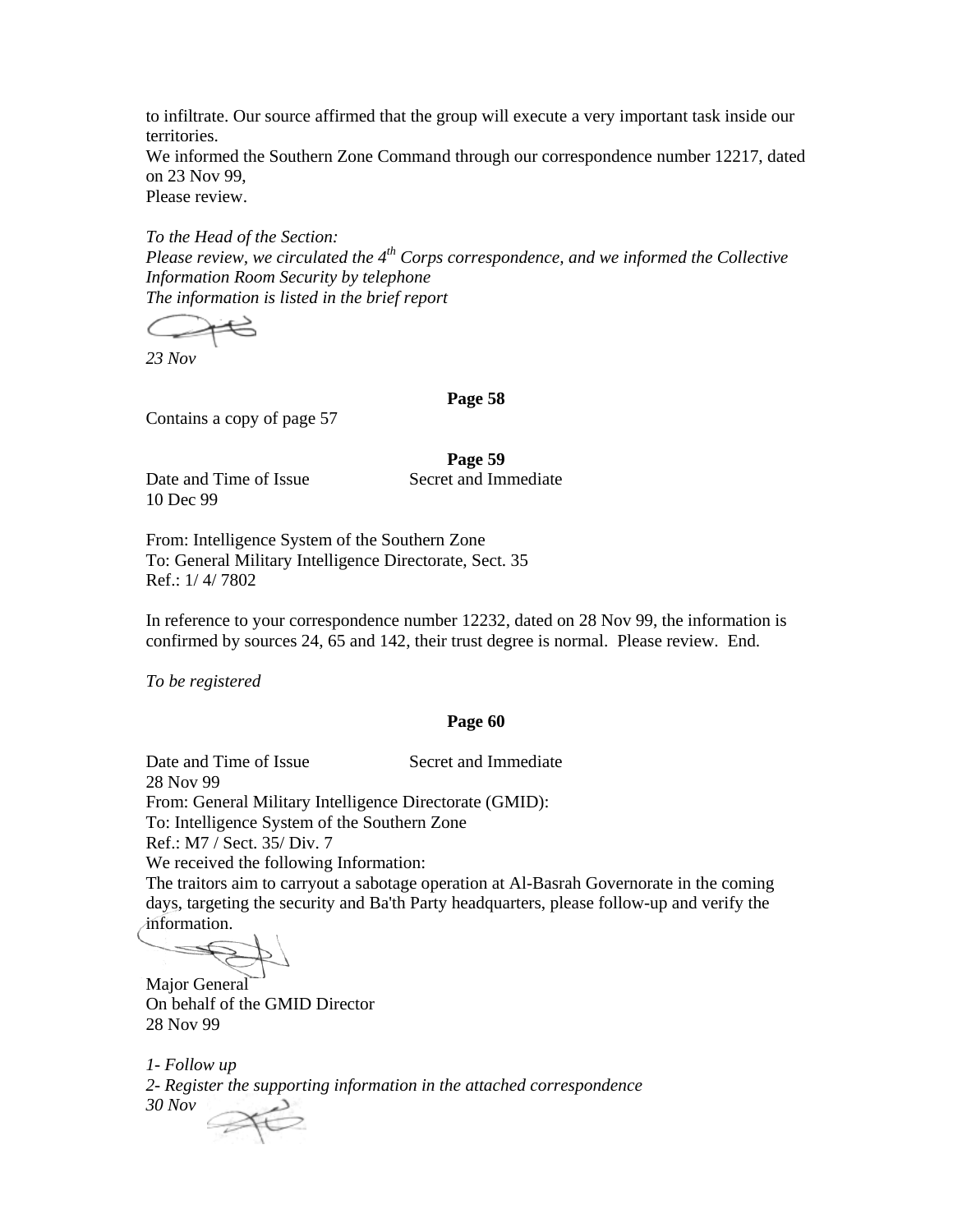to infiltrate. Our source affirmed that the group will execute a very important task inside our territories.
We informed the Southern Zone Command through our correspondence number 12217, dated on 23 Nov 99,
Please review.

*To the Head of the Section:*
*Please review, we circulated the 4th Corps correspondence, and we informed the Collective Information Room Security by telephone*
*The information is listed in the brief report*

*23 Nov*

**Page 58**

Contains a copy of page 57

**Page 59**

Date and Time of Issue Secret and Immediate
10 Dec 99

From: Intelligence System of the Southern Zone
To: General Military Intelligence Directorate, Sect. 35
Ref.: 1/ 4/ 7802

In reference to your correspondence number 12232, dated on 28 Nov 99, the information is confirmed by sources 24, 65 and 142, their trust degree is normal. Please review. End.

*To be registered*

**Page 60**

Date and Time of Issue Secret and Immediate
28 Nov 99
From: General Military Intelligence Directorate (GMID):
To: Intelligence System of the Southern Zone
Ref.: M7 / Sect. 35/ Div. 7
We received the following Information:
The traitors aim to carryout a sabotage operation at Al-Basrah Governorate in the coming days, targeting the security and Ba'th Party headquarters, please follow-up and verify the information.

Major General
On behalf of the GMID Director
28 Nov 99

*1- Follow up*
*2- Register the supporting information in the attached correspondence*
*30 Nov*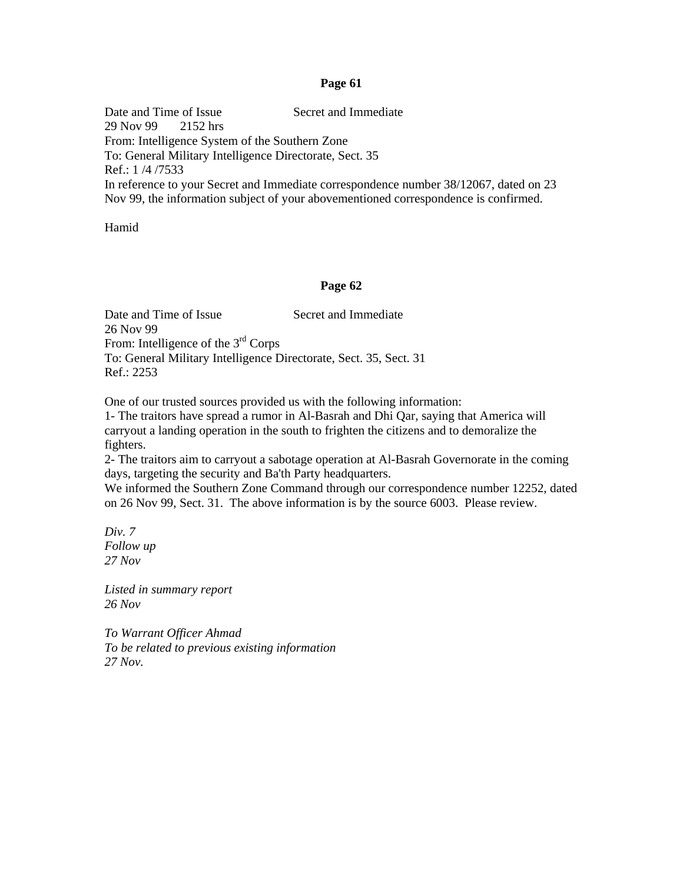**Page 61**

Date and Time of Issue Secret and Immediate
29 Nov 99 2152 hrs
From: Intelligence System of the Southern Zone
To: General Military Intelligence Directorate, Sect. 35
Ref.: 1 /4 /7533
In reference to your Secret and Immediate correspondence number 38/12067, dated on 23 Nov 99, the information subject of your abovementioned correspondence is confirmed.

Hamid

**Page 62**

Date and Time of Issue Secret and Immediate
26 Nov 99
From: Intelligence of the 3rd Corps
To: General Military Intelligence Directorate, Sect. 35, Sect. 31
Ref.: 2253

One of our trusted sources provided us with the following information:
1- The traitors have spread a rumor in Al-Basrah and Dhi Qar, saying that America will carryout a landing operation in the south to frighten the citizens and to demoralize the fighters.
2- The traitors aim to carryout a sabotage operation at Al-Basrah Governorate in the coming days, targeting the security and Ba'th Party headquarters.
We informed the Southern Zone Command through our correspondence number 12252, dated on 26 Nov 99, Sect. 31. The above information is by the source 6003. Please review.

*Div. 7*
*Follow up*
*27 Nov*

*Listed in summary report*
*26 Nov*

*To Warrant Officer Ahmad*
*To be related to previous existing information*
*27 Nov.*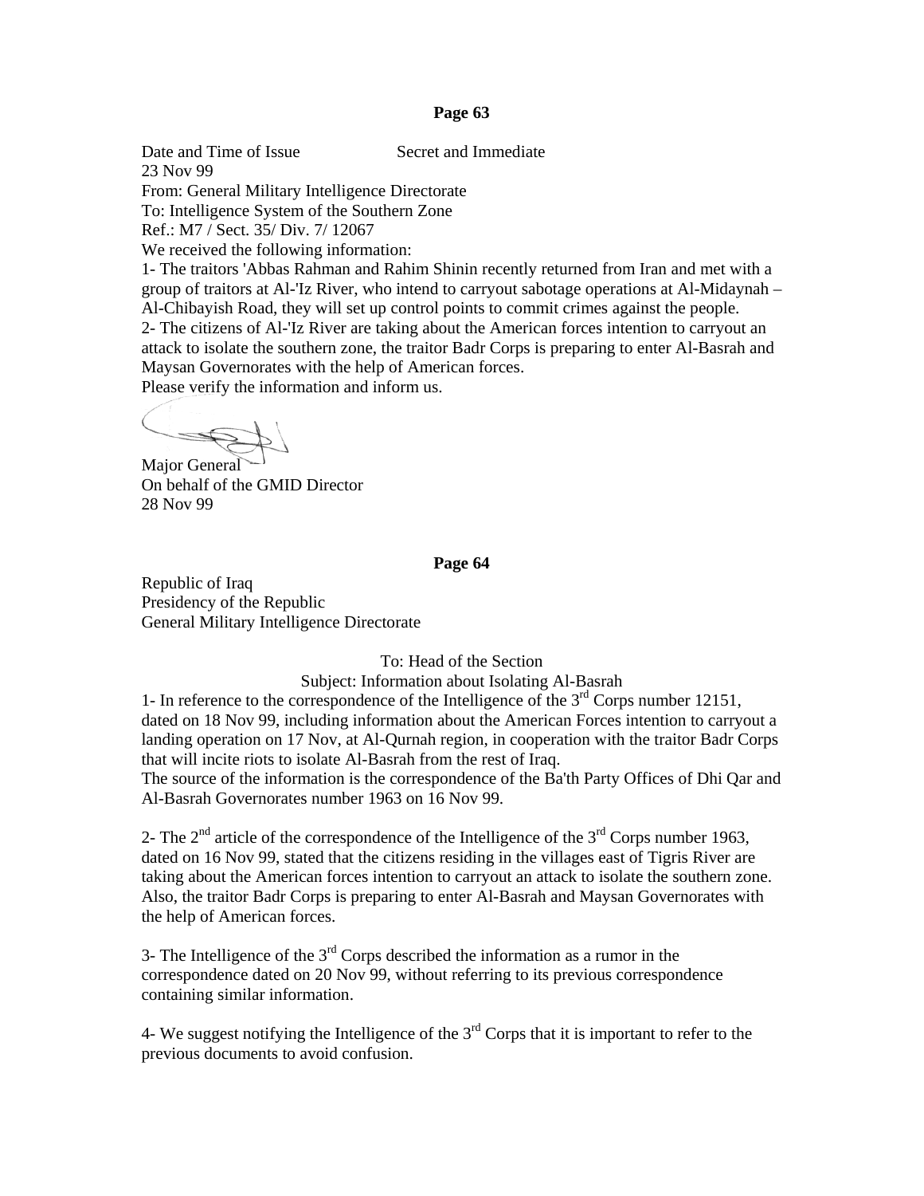**Page 63**

Date and Time of Issue Secret and Immediate
23 Nov 99
From: General Military Intelligence Directorate
To: Intelligence System of the Southern Zone
Ref.: M7 / Sect. 35/ Div. 7/ 12067
We received the following information:
1- The traitors 'Abbas Rahman and Rahim Shinin recently returned from Iran and met with a group of traitors at Al-'Iz River, who intend to carryout sabotage operations at Al-Midaynah – Al-Chibayish Road, they will set up control points to commit crimes against the people.
2- The citizens of Al-'Iz River are taking about the American forces intention to carryout an attack to isolate the southern zone, the traitor Badr Corps is preparing to enter Al-Basrah and Maysan Governorates with the help of American forces.
Please verify the information and inform us.

Major General
On behalf of the GMID Director
28 Nov 99

**Page 64**

Republic of Iraq
Presidency of the Republic
General Military Intelligence Directorate

To: Head of the Section
Subject: Information about Isolating Al-Basrah

1- In reference to the correspondence of the Intelligence of the 3rd Corps number 12151, dated on 18 Nov 99, including information about the American Forces intention to carryout a landing operation on 17 Nov, at Al-Qurnah region, in cooperation with the traitor Badr Corps that will incite riots to isolate Al-Basrah from the rest of Iraq.
The source of the information is the correspondence of the Ba'th Party Offices of Dhi Qar and Al-Basrah Governorates number 1963 on 16 Nov 99.

2- The 2nd article of the correspondence of the Intelligence of the 3rd Corps number 1963, dated on 16 Nov 99, stated that the citizens residing in the villages east of Tigris River are taking about the American forces intention to carryout an attack to isolate the southern zone. Also, the traitor Badr Corps is preparing to enter Al-Basrah and Maysan Governorates with the help of American forces.

3- The Intelligence of the 3rd Corps described the information as a rumor in the correspondence dated on 20 Nov 99, without referring to its previous correspondence containing similar information.

4- We suggest notifying the Intelligence of the 3rd Corps that it is important to refer to the previous documents to avoid confusion.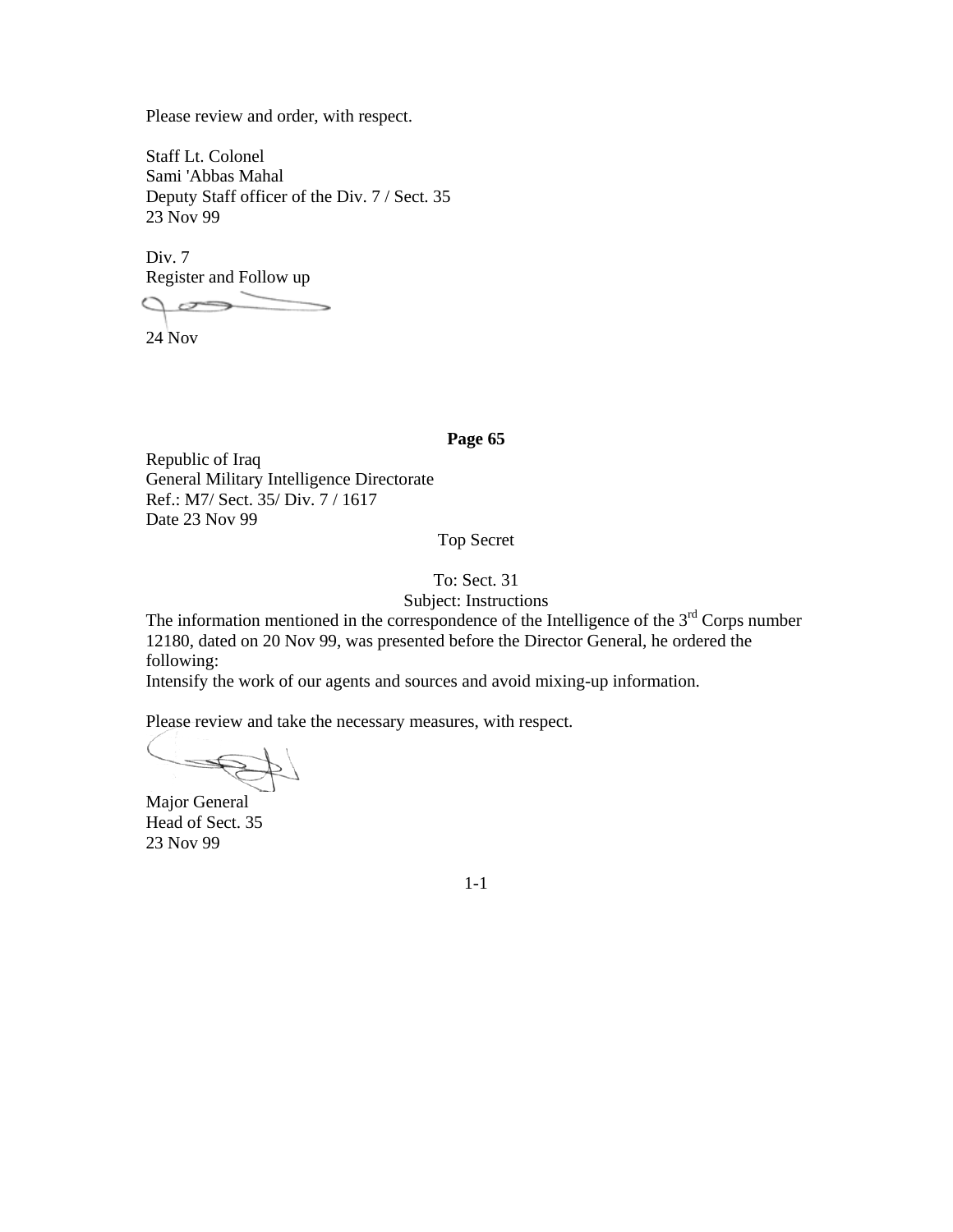Please review and order, with respect.

Staff Lt. Colonel
Sami 'Abbas Mahal
Deputy Staff officer of the Div. 7 / Sect. 35
23 Nov 99

Div. 7
Register and Follow up

24 Nov

**Page 65**

Republic of Iraq
General Military Intelligence Directorate
Ref.: M7/ Sect. 35/ Div. 7 / 1617
Date 23 Nov 99

Top Secret

To: Sect. 31
Subject: Instructions

The information mentioned in the correspondence of the Intelligence of the 3rd Corps number 12180, dated on 20 Nov 99, was presented before the Director General, he ordered the following:
Intensify the work of our agents and sources and avoid mixing-up information.

Please review and take the necessary measures, with respect.

Major General
Head of Sect. 35
23 Nov 99

1-1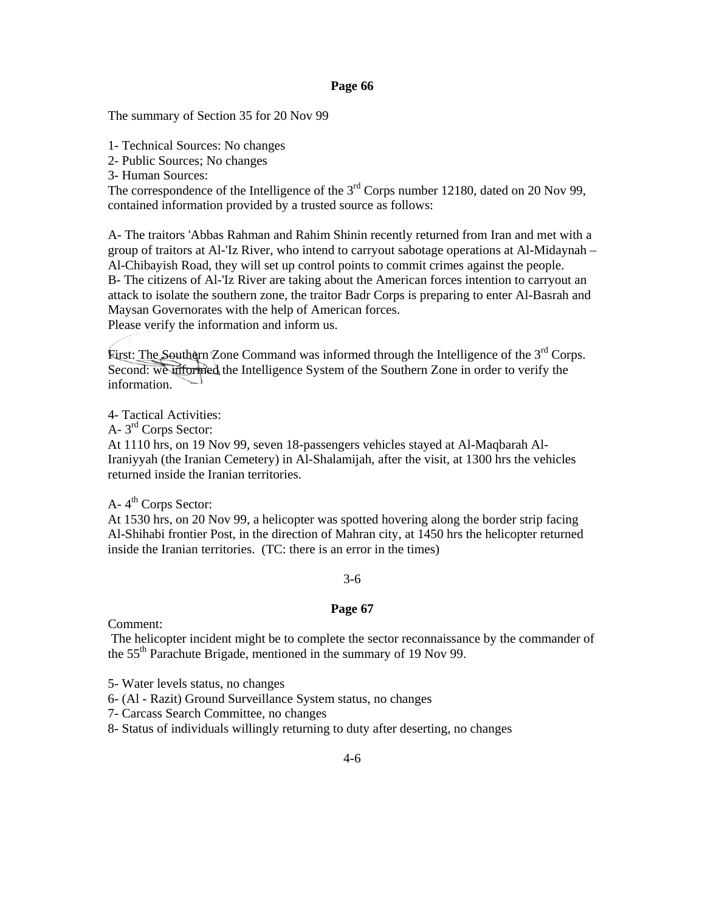**Page 66**

The summary of Section 35 for 20 Nov 99

1- Technical Sources: No changes
2- Public Sources; No changes
3- Human Sources:
The correspondence of the Intelligence of the 3rd Corps number 12180, dated on 20 Nov 99, contained information provided by a trusted source as follows:

A- The traitors 'Abbas Rahman and Rahim Shinin recently returned from Iran and met with a group of traitors at Al-'Iz River, who intend to carryout sabotage operations at Al-Midaynah – Al-Chibayish Road, they will set up control points to commit crimes against the people.
B- The citizens of Al-'Iz River are taking about the American forces intention to carryout an attack to isolate the southern zone, the traitor Badr Corps is preparing to enter Al-Basrah and Maysan Governorates with the help of American forces.
Please verify the information and inform us.

First: The Southern Zone Command was informed through the Intelligence of the 3rd Corps.
Second: we informed the Intelligence System of the Southern Zone in order to verify the information.

4- Tactical Activities:
A- 3rd Corps Sector:
At 1110 hrs, on 19 Nov 99, seven 18-passengers vehicles stayed at Al-Maqbarah Al-Iraniyyah (the Iranian Cemetery) in Al-Shalamijah, after the visit, at 1300 hrs the vehicles returned inside the Iranian territories.

A- 4th Corps Sector:
At 1530 hrs, on 20 Nov 99, a helicopter was spotted hovering along the border strip facing Al-Shihabi frontier Post, in the direction of Mahran city, at 1450 hrs the helicopter returned inside the Iranian territories. (TC: there is an error in the times)

3-6

**Page 67**

Comment:
The helicopter incident might be to complete the sector reconnaissance by the commander of the 55th Parachute Brigade, mentioned in the summary of 19 Nov 99.

5- Water levels status, no changes
6- (Al - Razit) Ground Surveillance System status, no changes
7- Carcass Search Committee, no changes
8- Status of individuals willingly returning to duty after deserting, no changes

4-6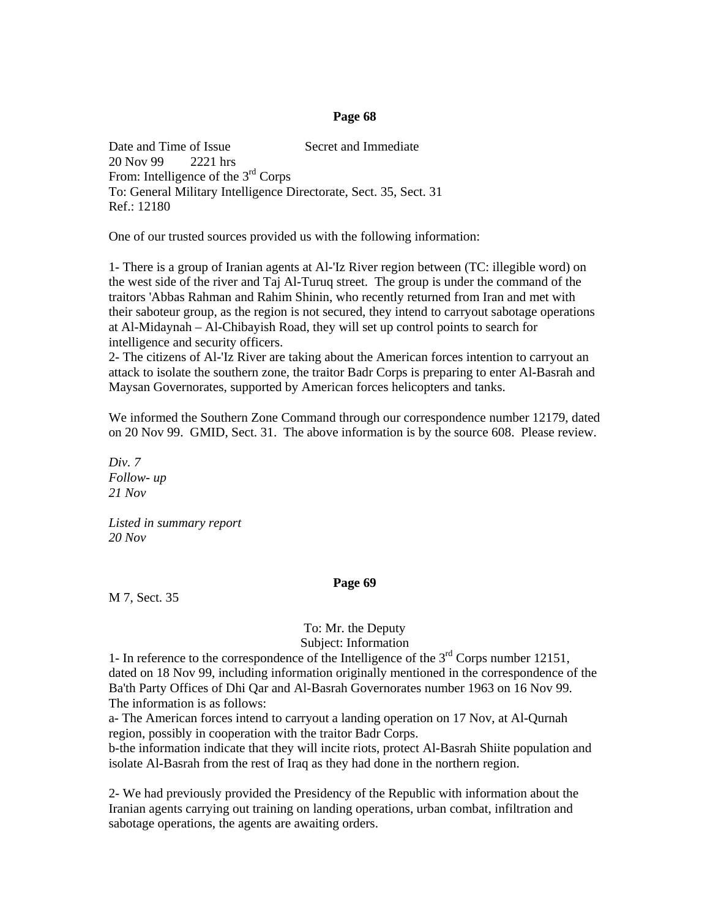**Page 68**

Date and Time of Issue Secret and Immediate
20 Nov 99 2221 hrs
From: Intelligence of the 3rd Corps
To: General Military Intelligence Directorate, Sect. 35, Sect. 31
Ref.: 12180

One of our trusted sources provided us with the following information:

1- There is a group of Iranian agents at Al-'Iz River region between (TC: illegible word) on the west side of the river and Taj Al-Turuq street. The group is under the command of the traitors 'Abbas Rahman and Rahim Shinin, who recently returned from Iran and met with their saboteur group, as the region is not secured, they intend to carryout sabotage operations at Al-Midaynah – Al-Chibayish Road, they will set up control points to search for intelligence and security officers.
2- The citizens of Al-'Iz River are taking about the American forces intention to carryout an attack to isolate the southern zone, the traitor Badr Corps is preparing to enter Al-Basrah and Maysan Governorates, supported by American forces helicopters and tanks.

We informed the Southern Zone Command through our correspondence number 12179, dated on 20 Nov 99. GMID, Sect. 31. The above information is by the source 608. Please review.

*Div. 7*
*Follow- up*
*21 Nov*

*Listed in summary report*
*20 Nov*

**Page 69**

M 7, Sect. 35

To: Mr. the Deputy
Subject: Information

1- In reference to the correspondence of the Intelligence of the 3rd Corps number 12151, dated on 18 Nov 99, including information originally mentioned in the correspondence of the Ba'th Party Offices of Dhi Qar and Al-Basrah Governorates number 1963 on 16 Nov 99. The information is as follows:
a- The American forces intend to carryout a landing operation on 17 Nov, at Al-Qurnah region, possibly in cooperation with the traitor Badr Corps.
b-the information indicate that they will incite riots, protect Al-Basrah Shiite population and isolate Al-Basrah from the rest of Iraq as they had done in the northern region.

2- We had previously provided the Presidency of the Republic with information about the Iranian agents carrying out training on landing operations, urban combat, infiltration and sabotage operations, the agents are awaiting orders.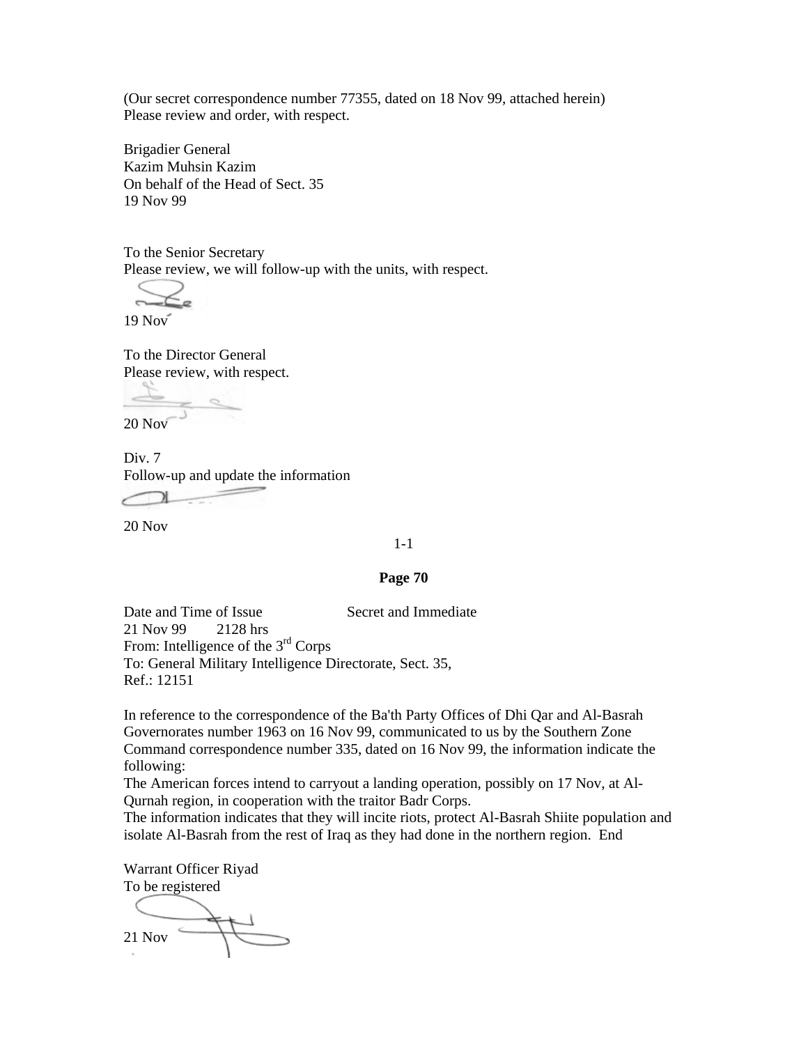(Our secret correspondence number 77355, dated on 18 Nov 99, attached herein)
Please review and order, with respect.

Brigadier General
Kazim Muhsin Kazim
On behalf of the Head of Sect. 35
19 Nov 99

To the Senior Secretary
Please review, we will follow-up with the units, with respect.

19 Nov

To the Director General
Please review, with respect.

20 Nov

Div. 7
Follow-up and update the information

20 Nov

1-1

**Page 70**

Date and Time of Issue Secret and Immediate
21 Nov 99 2128 hrs
From: Intelligence of the 3rd Corps
To: General Military Intelligence Directorate, Sect. 35,
Ref.: 12151

In reference to the correspondence of the Ba'th Party Offices of Dhi Qar and Al-Basrah Governorates number 1963 on 16 Nov 99, communicated to us by the Southern Zone Command correspondence number 335, dated on 16 Nov 99, the information indicate the following:
The American forces intend to carryout a landing operation, possibly on 17 Nov, at Al-Qurnah region, in cooperation with the traitor Badr Corps.
The information indicates that they will incite riots, protect Al-Basrah Shiite population and isolate Al-Basrah from the rest of Iraq as they had done in the northern region. End

Warrant Officer Riyad
To be registered

21 Nov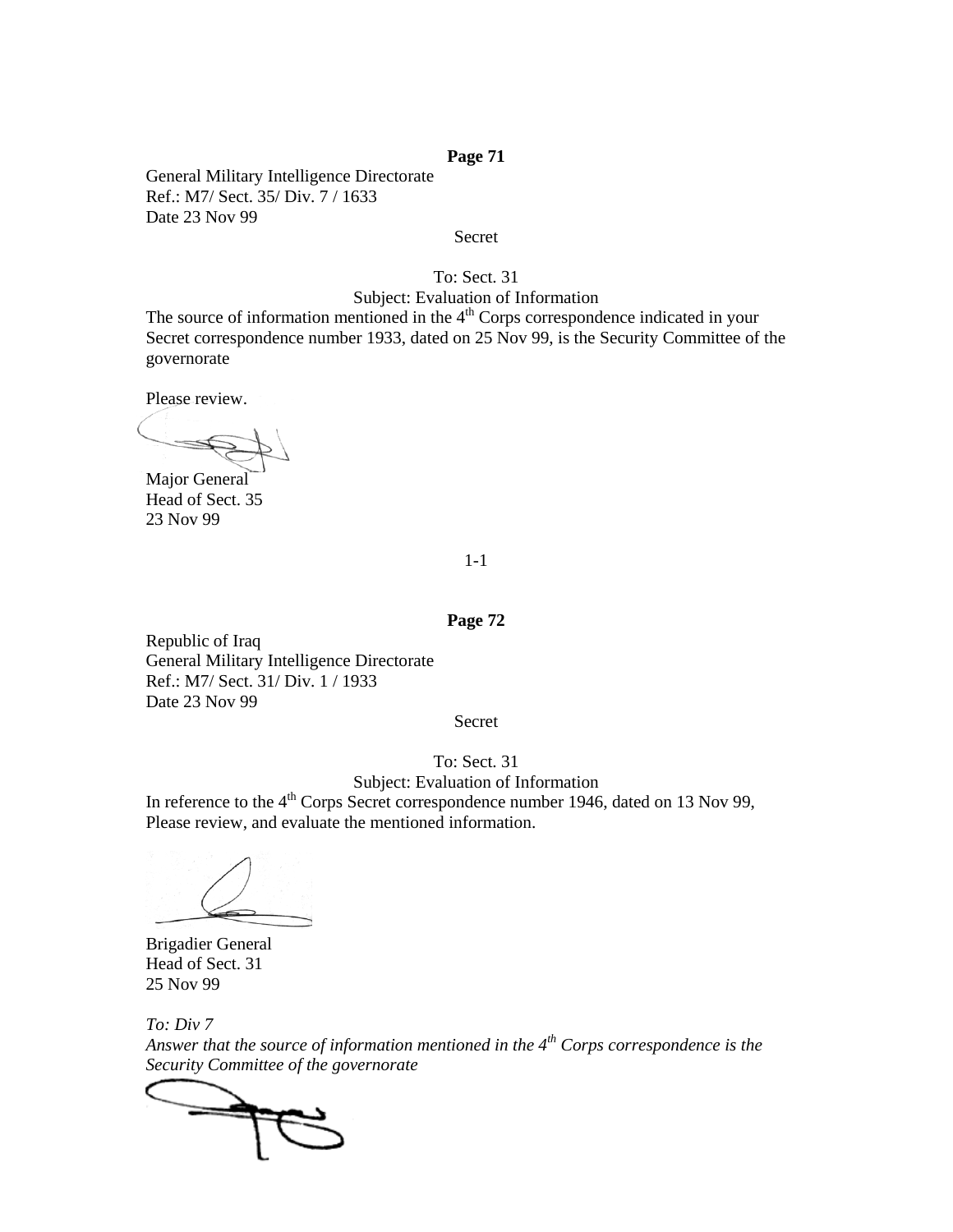**Page 71**

General Military Intelligence Directorate
Ref.: M7/ Sect. 35/ Div. 7 / 1633
Date 23 Nov 99

Secret

To: Sect. 31

Subject: Evaluation of Information

The source of information mentioned in the 4th Corps correspondence indicated in your Secret correspondence number 1933, dated on 25 Nov 99, is the Security Committee of the governorate

Please review.

Major General
Head of Sect. 35
23 Nov 99

1-1

**Page 72**

Republic of Iraq
General Military Intelligence Directorate
Ref.: M7/ Sect. 31/ Div. 1 / 1933
Date 23 Nov 99

Secret

To: Sect. 31

Subject: Evaluation of Information

In reference to the 4th Corps Secret correspondence number 1946, dated on 13 Nov 99, Please review, and evaluate the mentioned information.

Brigadier General
Head of Sect. 31
25 Nov 99

*To: Div 7*
*Answer that the source of information mentioned in the 4th Corps correspondence is the Security Committee of the governorate*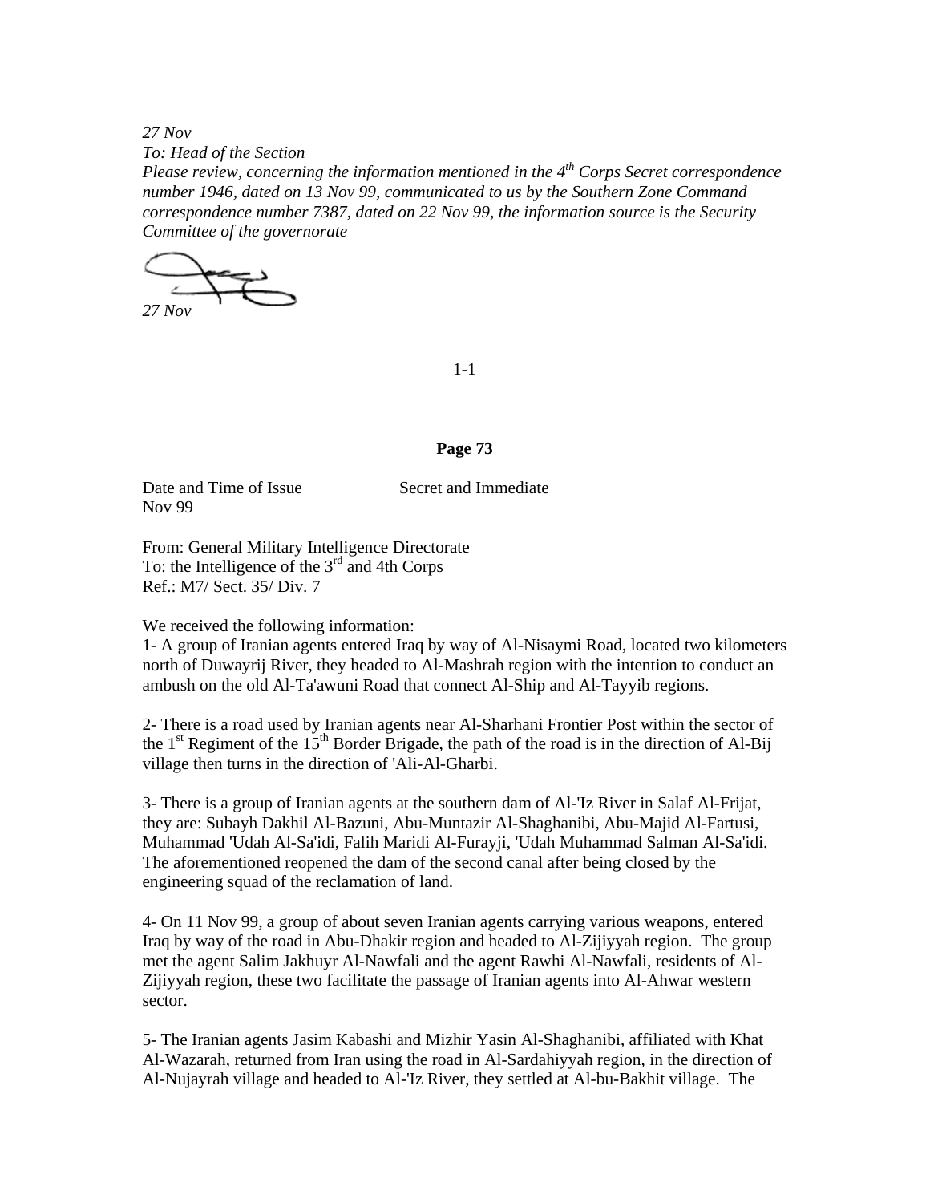*27 Nov*
*To: Head of the Section*
*Please review, concerning the information mentioned in the 4th Corps Secret correspondence number 1946, dated on 13 Nov 99, communicated to us by the Southern Zone Command correspondence number 7387, dated on 22 Nov 99, the information source is the Security Committee of the governorate*

*27 Nov*

1-1

**Page 73**

Date and Time of Issue　　　　Secret and Immediate
Nov 99

From: General Military Intelligence Directorate
To: the Intelligence of the 3rd and 4th Corps
Ref.: M7/ Sect. 35/ Div. 7

We received the following information:

1- A group of Iranian agents entered Iraq by way of Al-Nisaymi Road, located two kilometers north of Duwayrij River, they headed to Al-Mashrah region with the intention to conduct an ambush on the old Al-Ta'awuni Road that connect Al-Ship and Al-Tayyib regions.

2- There is a road used by Iranian agents near Al-Sharhani Frontier Post within the sector of the 1st Regiment of the 15th Border Brigade, the path of the road is in the direction of Al-Bij village then turns in the direction of 'Ali-Al-Gharbi.

3- There is a group of Iranian agents at the southern dam of Al-'Iz River in Salaf Al-Frijat, they are: Subayh Dakhil Al-Bazuni, Abu-Muntazir Al-Shaghanibi, Abu-Majid Al-Fartusi, Muhammad 'Udah Al-Sa'idi, Falih Maridi Al-Furayji, 'Udah Muhammad Salman Al-Sa'idi. The aforementioned reopened the dam of the second canal after being closed by the engineering squad of the reclamation of land.

4- On 11 Nov 99, a group of about seven Iranian agents carrying various weapons, entered Iraq by way of the road in Abu-Dhakir region and headed to Al-Zijiyyah region. The group met the agent Salim Jakhuyr Al-Nawfali and the agent Rawhi Al-Nawfali, residents of Al-Zijiyyah region, these two facilitate the passage of Iranian agents into Al-Ahwar western sector.

5- The Iranian agents Jasim Kabashi and Mizhir Yasin Al-Shaghanibi, affiliated with Khat Al-Wazarah, returned from Iran using the road in Al-Sardahiyyah region, in the direction of Al-Nujayrah village and headed to Al-'Iz River, they settled at Al-bu-Bakhit village. The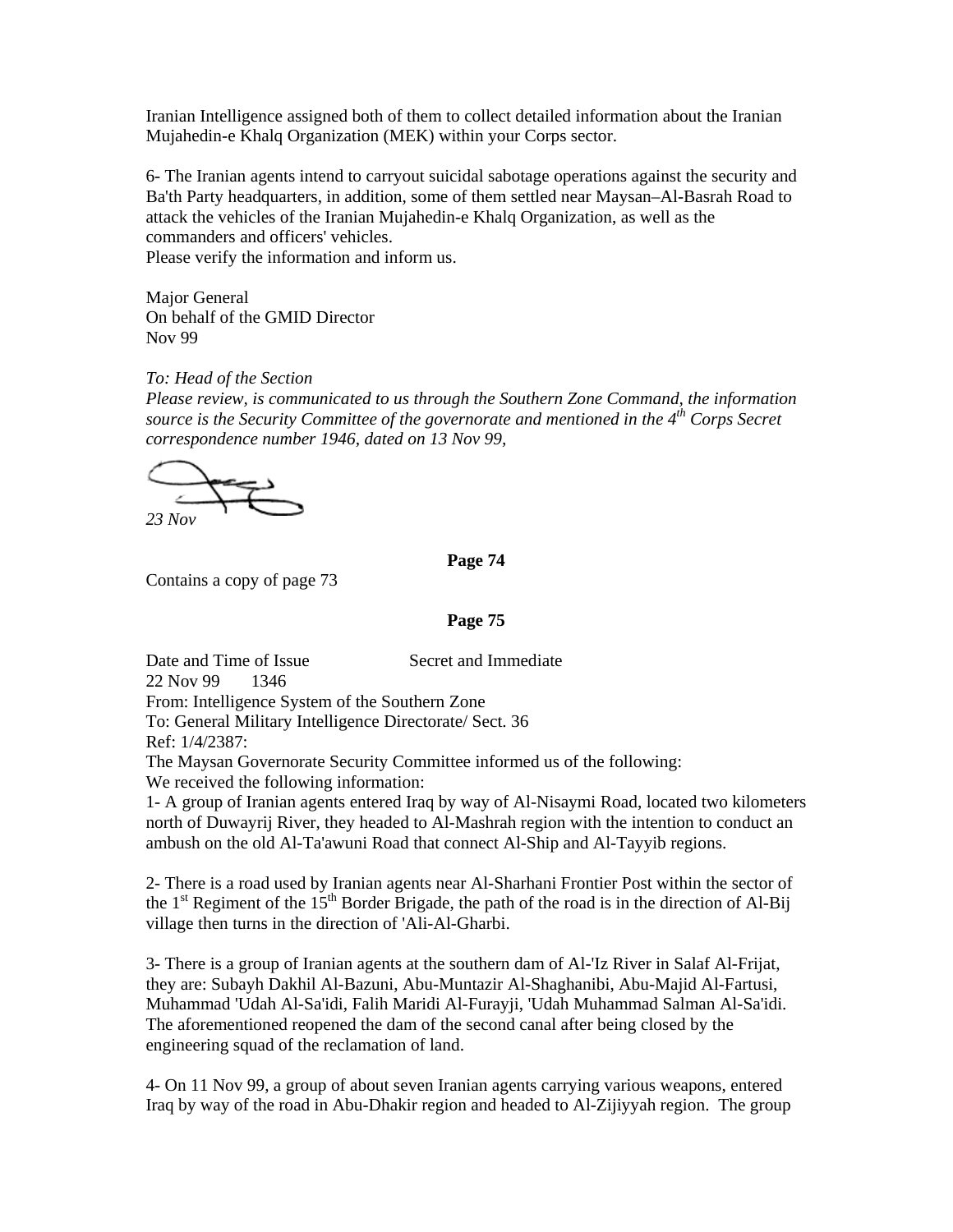Iranian Intelligence assigned both of them to collect detailed information about the Iranian Mujahedin-e Khalq Organization (MEK) within your Corps sector.

6- The Iranian agents intend to carryout suicidal sabotage operations against the security and Ba'th Party headquarters, in addition, some of them settled near Maysan–Al-Basrah Road to attack the vehicles of the Iranian Mujahedin-e Khalq Organization, as well as the commanders and officers' vehicles.
Please verify the information and inform us.

Major General
On behalf of the GMID Director
Nov 99

*To: Head of the Section*
*Please review, is communicated to us through the Southern Zone Command, the information source is the Security Committee of the governorate and mentioned in the 4th Corps Secret correspondence number 1946, dated on 13 Nov 99,*

*23 Nov*

**Page 74**

Contains a copy of page 73

**Page 75**

Date and Time of Issue Secret and Immediate
22 Nov 99 1346
From: Intelligence System of the Southern Zone
To: General Military Intelligence Directorate/ Sect. 36
Ref: 1/4/2387:
The Maysan Governorate Security Committee informed us of the following:
We received the following information:
1- A group of Iranian agents entered Iraq by way of Al-Nisaymi Road, located two kilometers north of Duwayrij River, they headed to Al-Mashrah region with the intention to conduct an ambush on the old Al-Ta'awuni Road that connect Al-Ship and Al-Tayyib regions.

2- There is a road used by Iranian agents near Al-Sharhani Frontier Post within the sector of the 1st Regiment of the 15th Border Brigade, the path of the road is in the direction of Al-Bij village then turns in the direction of 'Ali-Al-Gharbi.

3- There is a group of Iranian agents at the southern dam of Al-'Iz River in Salaf Al-Frijat, they are: Subayh Dakhil Al-Bazuni, Abu-Muntazir Al-Shaghanibi, Abu-Majid Al-Fartusi, Muhammad 'Udah Al-Sa'idi, Falih Maridi Al-Furayji, 'Udah Muhammad Salman Al-Sa'idi. The aforementioned reopened the dam of the second canal after being closed by the engineering squad of the reclamation of land.

4- On 11 Nov 99, a group of about seven Iranian agents carrying various weapons, entered Iraq by way of the road in Abu-Dhakir region and headed to Al-Zijiyyah region. The group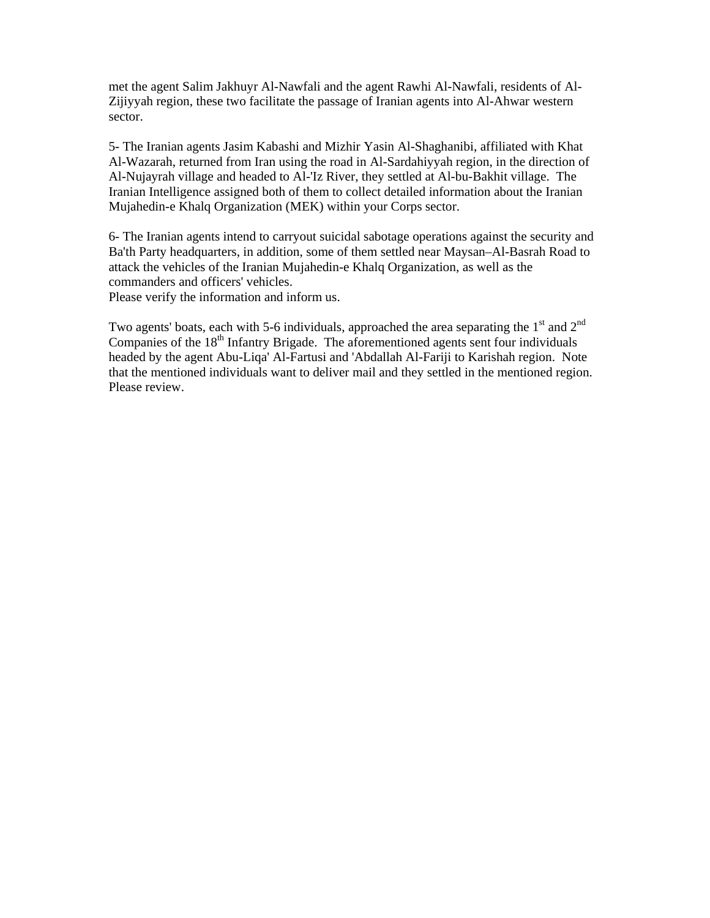met the agent Salim Jakhuyr Al-Nawfali and the agent Rawhi Al-Nawfali, residents of Al-Zijiyyah region, these two facilitate the passage of Iranian agents into Al-Ahwar western sector.

5- The Iranian agents Jasim Kabashi and Mizhir Yasin Al-Shaghanibi, affiliated with Khat Al-Wazarah, returned from Iran using the road in Al-Sardahiyyah region, in the direction of Al-Nujayrah village and headed to Al-'Iz River, they settled at Al-bu-Bakhit village. The Iranian Intelligence assigned both of them to collect detailed information about the Iranian Mujahedin-e Khalq Organization (MEK) within your Corps sector.

6- The Iranian agents intend to carryout suicidal sabotage operations against the security and Ba'th Party headquarters, in addition, some of them settled near Maysan–Al-Basrah Road to attack the vehicles of the Iranian Mujahedin-e Khalq Organization, as well as the commanders and officers' vehicles.
Please verify the information and inform us.

Two agents' boats, each with 5-6 individuals, approached the area separating the 1st and 2nd Companies of the 18th Infantry Brigade. The aforementioned agents sent four individuals headed by the agent Abu-Liqa' Al-Fartusi and 'Abdallah Al-Fariji to Karishah region. Note that the mentioned individuals want to deliver mail and they settled in the mentioned region. Please review.